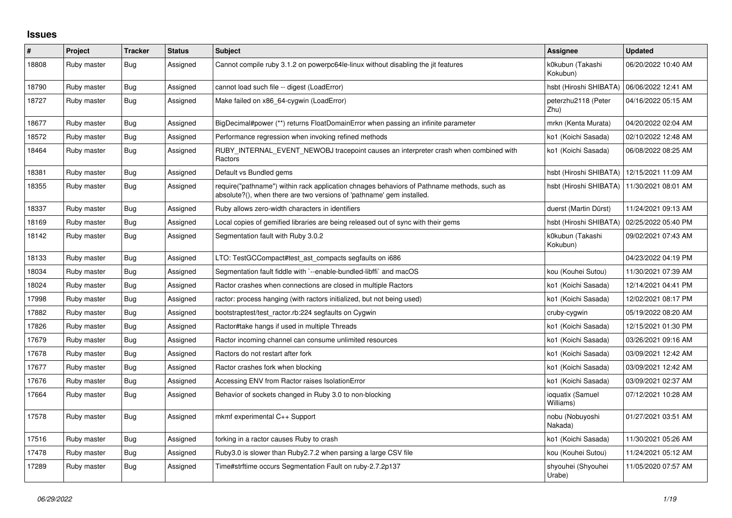# Issues

| # | Project | Tracker | Status | Subject | Assignee | Updated |
|---|---|---|---|---|---|---|
| 18808 | Ruby master | Bug | Assigned | Cannot compile ruby 3.1.2 on powerpc64le-linux without disabling the jit features | k0kubun (Takashi Kokubun) | 06/20/2022 10:40 AM |
| 18790 | Ruby master | Bug | Assigned | cannot load such file -- digest (LoadError) | hsbt (Hiroshi SHIBATA) | 06/06/2022 12:41 AM |
| 18727 | Ruby master | Bug | Assigned | Make failed on x86_64-cygwin (LoadError) | peterzhu2118 (Peter Zhu) | 04/16/2022 05:15 AM |
| 18677 | Ruby master | Bug | Assigned | BigDecimal#power (**) returns FloatDomainError when passing an infinite parameter | mrkn (Kenta Murata) | 04/20/2022 02:04 AM |
| 18572 | Ruby master | Bug | Assigned | Performance regression when invoking refined methods | ko1 (Koichi Sasada) | 02/10/2022 12:48 AM |
| 18464 | Ruby master | Bug | Assigned | RUBY_INTERNAL_EVENT_NEWOBJ tracepoint causes an interpreter crash when combined with Ractors | ko1 (Koichi Sasada) | 06/08/2022 08:25 AM |
| 18381 | Ruby master | Bug | Assigned | Default vs Bundled gems | hsbt (Hiroshi SHIBATA) | 12/15/2021 11:09 AM |
| 18355 | Ruby master | Bug | Assigned | require("pathname") within rack application chnages behaviors of Pathname methods, such as absolute?(), when there are two versions of 'pathname' gem installed. | hsbt (Hiroshi SHIBATA) | 11/30/2021 08:01 AM |
| 18337 | Ruby master | Bug | Assigned | Ruby allows zero-width characters in identifiers | duerst (Martin Dürst) | 11/24/2021 09:13 AM |
| 18169 | Ruby master | Bug | Assigned | Local copies of gemified libraries are being released out of sync with their gems | hsbt (Hiroshi SHIBATA) | 02/25/2022 05:40 PM |
| 18142 | Ruby master | Bug | Assigned | Segmentation fault with Ruby 3.0.2 | k0kubun (Takashi Kokubun) | 09/02/2021 07:43 AM |
| 18133 | Ruby master | Bug | Assigned | LTO: TestGCCompact#test_ast_compacts segfaults on i686 | | 04/23/2022 04:19 PM |
| 18034 | Ruby master | Bug | Assigned | Segmentation fault fiddle with `--enable-bundled-libffi` and macOS | kou (Kouhei Sutou) | 11/30/2021 07:39 AM |
| 18024 | Ruby master | Bug | Assigned | Ractor crashes when connections are closed in multiple Ractors | ko1 (Koichi Sasada) | 12/14/2021 04:41 PM |
| 17998 | Ruby master | Bug | Assigned | ractor: process hanging (with ractors initialized, but not being used) | ko1 (Koichi Sasada) | 12/02/2021 08:17 PM |
| 17882 | Ruby master | Bug | Assigned | bootstraptest/test_ractor.rb:224 segfaults on Cygwin | cruby-cygwin | 05/19/2022 08:20 AM |
| 17826 | Ruby master | Bug | Assigned | Ractor#take hangs if used in multiple Threads | ko1 (Koichi Sasada) | 12/15/2021 01:30 PM |
| 17679 | Ruby master | Bug | Assigned | Ractor incoming channel can consume unlimited resources | ko1 (Koichi Sasada) | 03/26/2021 09:16 AM |
| 17678 | Ruby master | Bug | Assigned | Ractors do not restart after fork | ko1 (Koichi Sasada) | 03/09/2021 12:42 AM |
| 17677 | Ruby master | Bug | Assigned | Ractor crashes fork when blocking | ko1 (Koichi Sasada) | 03/09/2021 12:42 AM |
| 17676 | Ruby master | Bug | Assigned | Accessing ENV from Ractor raises IsolationError | ko1 (Koichi Sasada) | 03/09/2021 02:37 AM |
| 17664 | Ruby master | Bug | Assigned | Behavior of sockets changed in Ruby 3.0 to non-blocking | ioquatix (Samuel Williams) | 07/12/2021 10:28 AM |
| 17578 | Ruby master | Bug | Assigned | mkmf experimental C++ Support | nobu (Nobuyoshi Nakada) | 01/27/2021 03:51 AM |
| 17516 | Ruby master | Bug | Assigned | forking in a ractor causes Ruby to crash | ko1 (Koichi Sasada) | 11/30/2021 05:26 AM |
| 17478 | Ruby master | Bug | Assigned | Ruby3.0 is slower than Ruby2.7.2 when parsing a large CSV file | kou (Kouhei Sutou) | 11/24/2021 05:12 AM |
| 17289 | Ruby master | Bug | Assigned | Time#strftime occurs Segmentation Fault on ruby-2.7.2p137 | shyouhei (Shyouhei Urabe) | 11/05/2020 07:57 AM |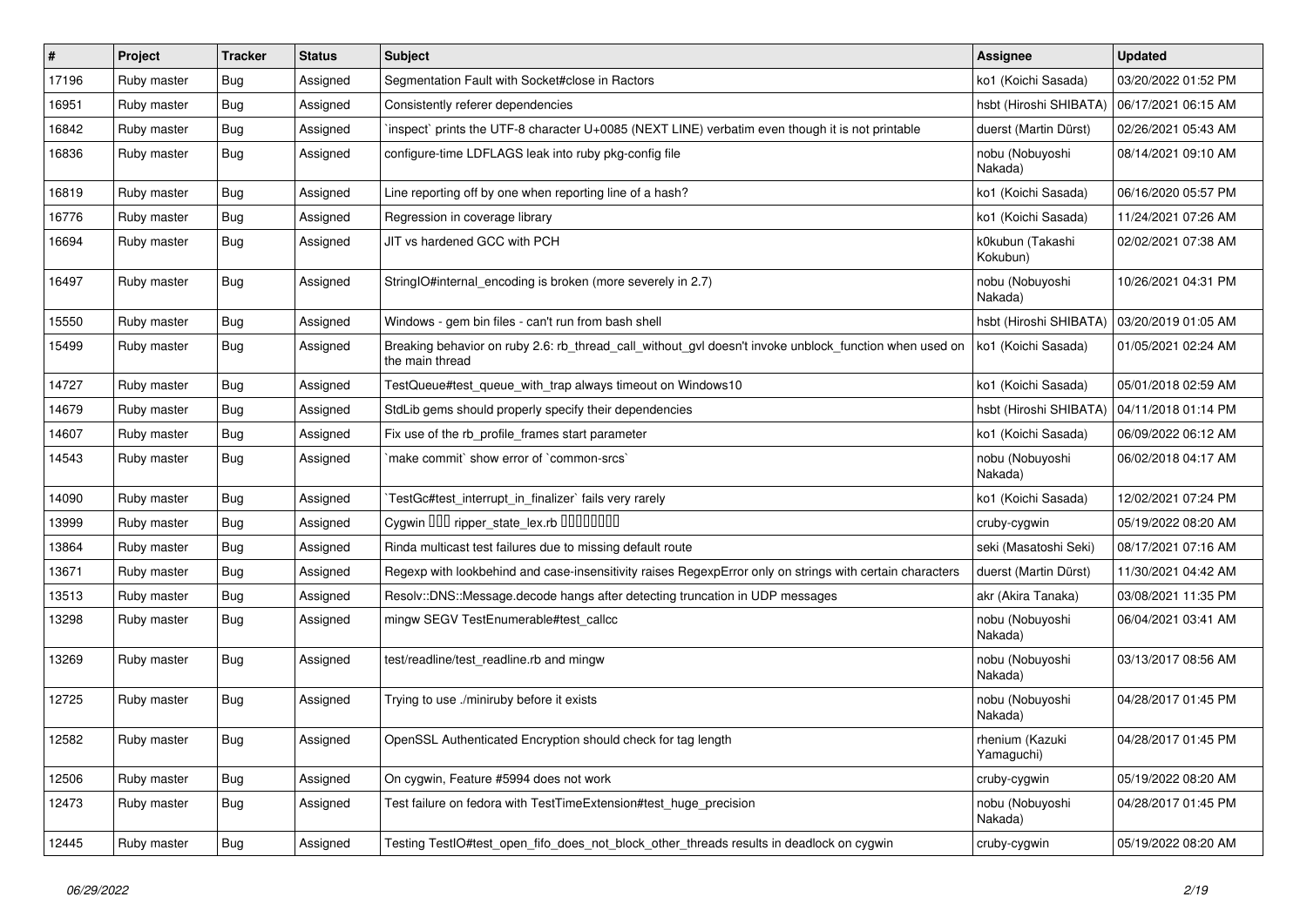| # | Project | Tracker | Status | Subject | Assignee | Updated |
|---|---|---|---|---|---|---|
| 17196 | Ruby master | Bug | Assigned | Segmentation Fault with Socket#close in Ractors | ko1 (Koichi Sasada) | 03/20/2022 01:52 PM |
| 16951 | Ruby master | Bug | Assigned | Consistently referer dependencies | hsbt (Hiroshi SHIBATA) | 06/17/2021 06:15 AM |
| 16842 | Ruby master | Bug | Assigned | `inspect` prints the UTF-8 character U+0085 (NEXT LINE) verbatim even though it is not printable | duerst (Martin Dürst) | 02/26/2021 05:43 AM |
| 16836 | Ruby master | Bug | Assigned | configure-time LDFLAGS leak into ruby pkg-config file | nobu (Nobuyoshi Nakada) | 08/14/2021 09:10 AM |
| 16819 | Ruby master | Bug | Assigned | Line reporting off by one when reporting line of a hash? | ko1 (Koichi Sasada) | 06/16/2020 05:57 PM |
| 16776 | Ruby master | Bug | Assigned | Regression in coverage library | ko1 (Koichi Sasada) | 11/24/2021 07:26 AM |
| 16694 | Ruby master | Bug | Assigned | JIT vs hardened GCC with PCH | k0kubun (Takashi Kokubun) | 02/02/2021 07:38 AM |
| 16497 | Ruby master | Bug | Assigned | StringIO#internal_encoding is broken (more severely in 2.7) | nobu (Nobuyoshi Nakada) | 10/26/2021 04:31 PM |
| 15550 | Ruby master | Bug | Assigned | Windows - gem bin files - can't run from bash shell | hsbt (Hiroshi SHIBATA) | 03/20/2019 01:05 AM |
| 15499 | Ruby master | Bug | Assigned | Breaking behavior on ruby 2.6: rb_thread_call_without_gvl doesn't invoke unblock_function when used on the main thread | ko1 (Koichi Sasada) | 01/05/2021 02:24 AM |
| 14727 | Ruby master | Bug | Assigned | TestQueue#test_queue_with_trap always timeout on Windows10 | ko1 (Koichi Sasada) | 05/01/2018 02:59 AM |
| 14679 | Ruby master | Bug | Assigned | StdLib gems should properly specify their dependencies | hsbt (Hiroshi SHIBATA) | 04/11/2018 01:14 PM |
| 14607 | Ruby master | Bug | Assigned | Fix use of the rb_profile_frames start parameter | ko1 (Koichi Sasada) | 06/09/2022 06:12 AM |
| 14543 | Ruby master | Bug | Assigned | `make commit` show error of `common-srcs` | nobu (Nobuyoshi Nakada) | 06/02/2018 04:17 AM |
| 14090 | Ruby master | Bug | Assigned | `TestGc#test_interrupt_in_finalizer` fails very rarely | ko1 (Koichi Sasada) | 12/02/2021 07:24 PM |
| 13999 | Ruby master | Bug | Assigned | Cygwin □□□ ripper_state_lex.rb □□□□□□□□ | cruby-cygwin | 05/19/2022 08:20 AM |
| 13864 | Ruby master | Bug | Assigned | Rinda multicast test failures due to missing default route | seki (Masatoshi Seki) | 08/17/2021 07:16 AM |
| 13671 | Ruby master | Bug | Assigned | Regexp with lookbehind and case-insensitivity raises RegexpError only on strings with certain characters | duerst (Martin Dürst) | 11/30/2021 04:42 AM |
| 13513 | Ruby master | Bug | Assigned | Resolv::DNS::Message.decode hangs after detecting truncation in UDP messages | akr (Akira Tanaka) | 03/08/2021 11:35 PM |
| 13298 | Ruby master | Bug | Assigned | mingw SEGV TestEnumerable#test_callcc | nobu (Nobuyoshi Nakada) | 06/04/2021 03:41 AM |
| 13269 | Ruby master | Bug | Assigned | test/readline/test_readline.rb and mingw | nobu (Nobuyoshi Nakada) | 03/13/2017 08:56 AM |
| 12725 | Ruby master | Bug | Assigned | Trying to use ./miniruby before it exists | nobu (Nobuyoshi Nakada) | 04/28/2017 01:45 PM |
| 12582 | Ruby master | Bug | Assigned | OpenSSL Authenticated Encryption should check for tag length | rhenium (Kazuki Yamaguchi) | 04/28/2017 01:45 PM |
| 12506 | Ruby master | Bug | Assigned | On cygwin, Feature #5994 does not work | cruby-cygwin | 05/19/2022 08:20 AM |
| 12473 | Ruby master | Bug | Assigned | Test failure on fedora with TestTimeExtension#test_huge_precision | nobu (Nobuyoshi Nakada) | 04/28/2017 01:45 PM |
| 12445 | Ruby master | Bug | Assigned | Testing TestIO#test_open_fifo_does_not_block_other_threads results in deadlock on cygwin | cruby-cygwin | 05/19/2022 08:20 AM |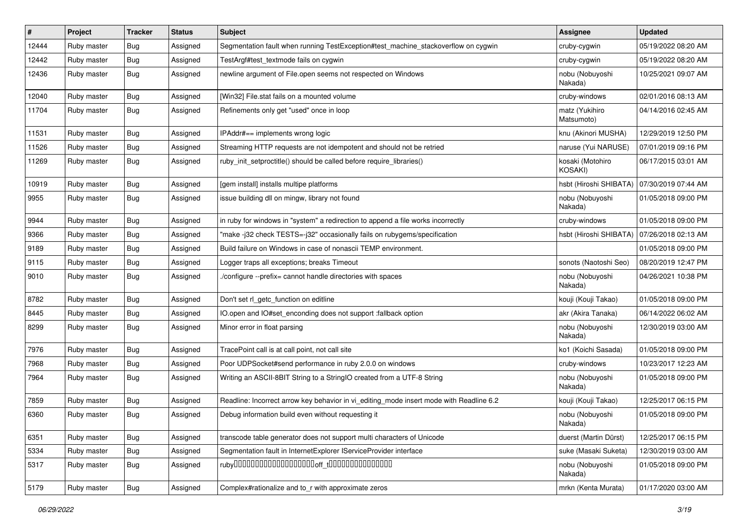| # | Project | Tracker | Status | Subject | Assignee | Updated |
|---|---|---|---|---|---|---|
| 12444 | Ruby master | Bug | Assigned | Segmentation fault when running TestException#test_machine_stackoverflow on cygwin | cruby-cygwin | 05/19/2022 08:20 AM |
| 12442 | Ruby master | Bug | Assigned | TestArgf#test_textmode fails on cygwin | cruby-cygwin | 05/19/2022 08:20 AM |
| 12436 | Ruby master | Bug | Assigned | newline argument of File.open seems not respected on Windows | nobu (Nobuyoshi Nakada) | 10/25/2021 09:07 AM |
| 12040 | Ruby master | Bug | Assigned | [Win32] File.stat fails on a mounted volume | cruby-windows | 02/01/2016 08:13 AM |
| 11704 | Ruby master | Bug | Assigned | Refinements only get "used" once in loop | matz (Yukihiro Matsumoto) | 04/14/2016 02:45 AM |
| 11531 | Ruby master | Bug | Assigned | IPAddr#== implements wrong logic | knu (Akinori MUSHA) | 12/29/2019 12:50 PM |
| 11526 | Ruby master | Bug | Assigned | Streaming HTTP requests are not idempotent and should not be retried | naruse (Yui NARUSE) | 07/01/2019 09:16 PM |
| 11269 | Ruby master | Bug | Assigned | ruby_init_setproctitle() should be called before require_libraries() | kosaki (Motohiro KOSAKI) | 06/17/2015 03:01 AM |
| 10919 | Ruby master | Bug | Assigned | [gem install] installs multipe platforms | hsbt (Hiroshi SHIBATA) | 07/30/2019 07:44 AM |
| 9955 | Ruby master | Bug | Assigned | issue building dll on mingw, library not found | nobu (Nobuyoshi Nakada) | 01/05/2018 09:00 PM |
| 9944 | Ruby master | Bug | Assigned | in ruby for windows in "system" a redirection to append a file works incorrectly | cruby-windows | 01/05/2018 09:00 PM |
| 9366 | Ruby master | Bug | Assigned | "make -j32 check TESTS=-j32" occasionally fails on rubygems/specification | hsbt (Hiroshi SHIBATA) | 07/26/2018 02:13 AM |
| 9189 | Ruby master | Bug | Assigned | Build failure on Windows in case of nonascii TEMP environment. | | 01/05/2018 09:00 PM |
| 9115 | Ruby master | Bug | Assigned | Logger traps all exceptions; breaks Timeout | sonots (Naotoshi Seo) | 08/20/2019 12:47 PM |
| 9010 | Ruby master | Bug | Assigned | ./configure --prefix= cannot handle directories with spaces | nobu (Nobuyoshi Nakada) | 04/26/2021 10:38 PM |
| 8782 | Ruby master | Bug | Assigned | Don't set rl_getc_function on editline | kouji (Kouji Takao) | 01/05/2018 09:00 PM |
| 8445 | Ruby master | Bug | Assigned | IO.open and IO#set_enconding does not support :fallback option | akr (Akira Tanaka) | 06/14/2022 06:02 AM |
| 8299 | Ruby master | Bug | Assigned | Minor error in float parsing | nobu (Nobuyoshi Nakada) | 12/30/2019 03:00 AM |
| 7976 | Ruby master | Bug | Assigned | TracePoint call is at call point, not call site | ko1 (Koichi Sasada) | 01/05/2018 09:00 PM |
| 7968 | Ruby master | Bug | Assigned | Poor UDPSocket#send performance in ruby 2.0.0 on windows | cruby-windows | 10/23/2017 12:23 AM |
| 7964 | Ruby master | Bug | Assigned | Writing an ASCII-8BIT String to a StringIO created from a UTF-8 String | nobu (Nobuyoshi Nakada) | 01/05/2018 09:00 PM |
| 7859 | Ruby master | Bug | Assigned | Readline: Incorrect arrow key behavior in vi_editing_mode insert mode with Readline 6.2 | kouji (Kouji Takao) | 12/25/2017 06:15 PM |
| 6360 | Ruby master | Bug | Assigned | Debug information build even without requesting it | nobu (Nobuyoshi Nakada) | 01/05/2018 09:00 PM |
| 6351 | Ruby master | Bug | Assigned | transcode table generator does not support multi characters of Unicode | duerst (Martin Dürst) | 12/25/2017 06:15 PM |
| 5334 | Ruby master | Bug | Assigned | Segmentation fault in InternetExplorer IServiceProvider interface | suke (Masaki Suketa) | 12/30/2019 03:00 AM |
| 5317 | Ruby master | Bug | Assigned | ruby□□□□□□□□□□□□□□□□□□□□off_t□□□□□□□□□□□□□□□□ | nobu (Nobuyoshi Nakada) | 01/05/2018 09:00 PM |
| 5179 | Ruby master | Bug | Assigned | Complex#rationalize and to_r with approximate zeros | mrkn (Kenta Murata) | 01/17/2020 03:00 AM |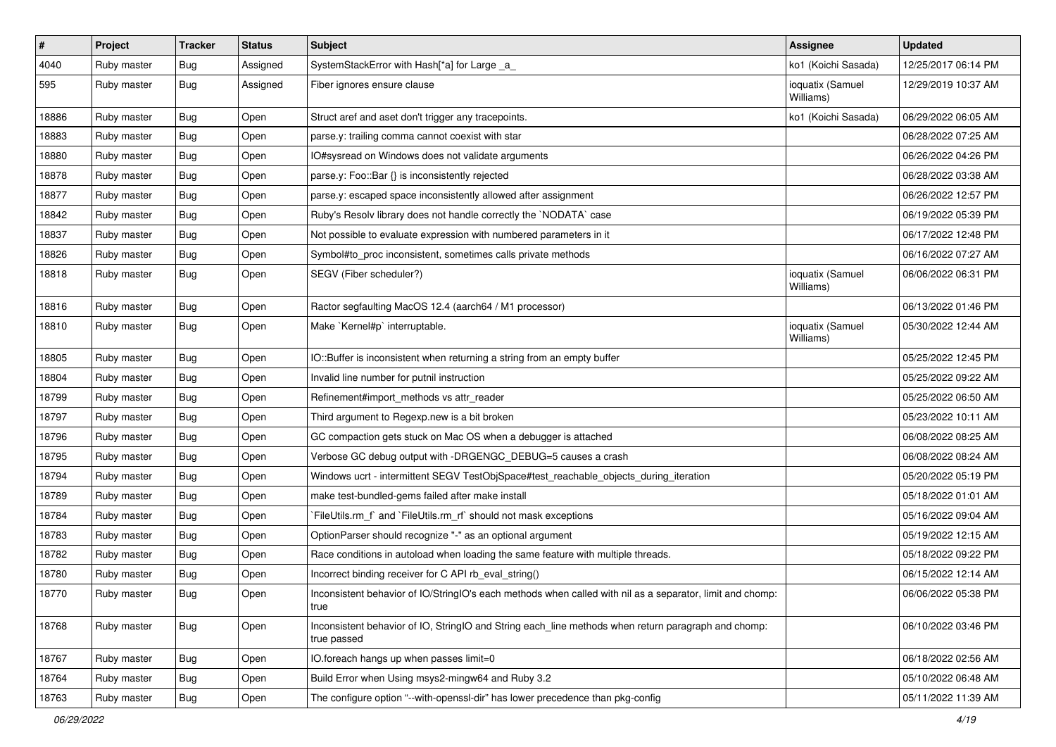| # | Project | Tracker | Status | Subject | Assignee | Updated |
|---|---|---|---|---|---|---|
| 4040 | Ruby master | Bug | Assigned | SystemStackError with Hash[*a] for Large _a_ | ko1 (Koichi Sasada) | 12/25/2017 06:14 PM |
| 595 | Ruby master | Bug | Assigned | Fiber ignores ensure clause | ioquatix (Samuel Williams) | 12/29/2019 10:37 AM |
| 18886 | Ruby master | Bug | Open | Struct aref and aset don't trigger any tracepoints. | ko1 (Koichi Sasada) | 06/29/2022 06:05 AM |
| 18883 | Ruby master | Bug | Open | parse.y: trailing comma cannot coexist with star | | 06/28/2022 07:25 AM |
| 18880 | Ruby master | Bug | Open | IO#sysread on Windows does not validate arguments | | 06/26/2022 04:26 PM |
| 18878 | Ruby master | Bug | Open | parse.y: Foo::Bar {} is inconsistently rejected | | 06/28/2022 03:38 AM |
| 18877 | Ruby master | Bug | Open | parse.y: escaped space inconsistently allowed after assignment | | 06/26/2022 12:57 PM |
| 18842 | Ruby master | Bug | Open | Ruby's Resolv library does not handle correctly the `NODATA` case | | 06/19/2022 05:39 PM |
| 18837 | Ruby master | Bug | Open | Not possible to evaluate expression with numbered parameters in it | | 06/17/2022 12:48 PM |
| 18826 | Ruby master | Bug | Open | Symbol#to_proc inconsistent, sometimes calls private methods | | 06/16/2022 07:27 AM |
| 18818 | Ruby master | Bug | Open | SEGV (Fiber scheduler?) | ioquatix (Samuel Williams) | 06/06/2022 06:31 PM |
| 18816 | Ruby master | Bug | Open | Ractor segfaulting MacOS 12.4 (aarch64 / M1 processor) | | 06/13/2022 01:46 PM |
| 18810 | Ruby master | Bug | Open | Make `Kernel#p` interruptable. | ioquatix (Samuel Williams) | 05/30/2022 12:44 AM |
| 18805 | Ruby master | Bug | Open | IO::Buffer is inconsistent when returning a string from an empty buffer | | 05/25/2022 12:45 PM |
| 18804 | Ruby master | Bug | Open | Invalid line number for putnil instruction | | 05/25/2022 09:22 AM |
| 18799 | Ruby master | Bug | Open | Refinement#import_methods vs attr_reader | | 05/25/2022 06:50 AM |
| 18797 | Ruby master | Bug | Open | Third argument to Regexp.new is a bit broken | | 05/23/2022 10:11 AM |
| 18796 | Ruby master | Bug | Open | GC compaction gets stuck on Mac OS when a debugger is attached | | 06/08/2022 08:25 AM |
| 18795 | Ruby master | Bug | Open | Verbose GC debug output with -DRGENGC_DEBUG=5 causes a crash | | 06/08/2022 08:24 AM |
| 18794 | Ruby master | Bug | Open | Windows ucrt - intermittent SEGV TestObjSpace#test_reachable_objects_during_iteration | | 05/20/2022 05:19 PM |
| 18789 | Ruby master | Bug | Open | make test-bundled-gems failed after make install | | 05/18/2022 01:01 AM |
| 18784 | Ruby master | Bug | Open | `FileUtils.rm_f` and `FileUtils.rm_rf` should not mask exceptions | | 05/16/2022 09:04 AM |
| 18783 | Ruby master | Bug | Open | OptionParser should recognize "-" as an optional argument | | 05/19/2022 12:15 AM |
| 18782 | Ruby master | Bug | Open | Race conditions in autoload when loading the same feature with multiple threads. | | 05/18/2022 09:22 PM |
| 18780 | Ruby master | Bug | Open | Incorrect binding receiver for C API rb_eval_string() | | 06/15/2022 12:14 AM |
| 18770 | Ruby master | Bug | Open | Inconsistent behavior of IO/StringIO's each methods when called with nil as a separator, limit and chomp: true | | 06/06/2022 05:38 PM |
| 18768 | Ruby master | Bug | Open | Inconsistent behavior of IO, StringIO and String each_line methods when return paragraph and chomp: true passed | | 06/10/2022 03:46 PM |
| 18767 | Ruby master | Bug | Open | IO.foreach hangs up when passes limit=0 | | 06/18/2022 02:56 AM |
| 18764 | Ruby master | Bug | Open | Build Error when Using msys2-mingw64 and Ruby 3.2 | | 05/10/2022 06:48 AM |
| 18763 | Ruby master | Bug | Open | The configure option "--with-openssl-dir" has lower precedence than pkg-config | | 05/11/2022 11:39 AM |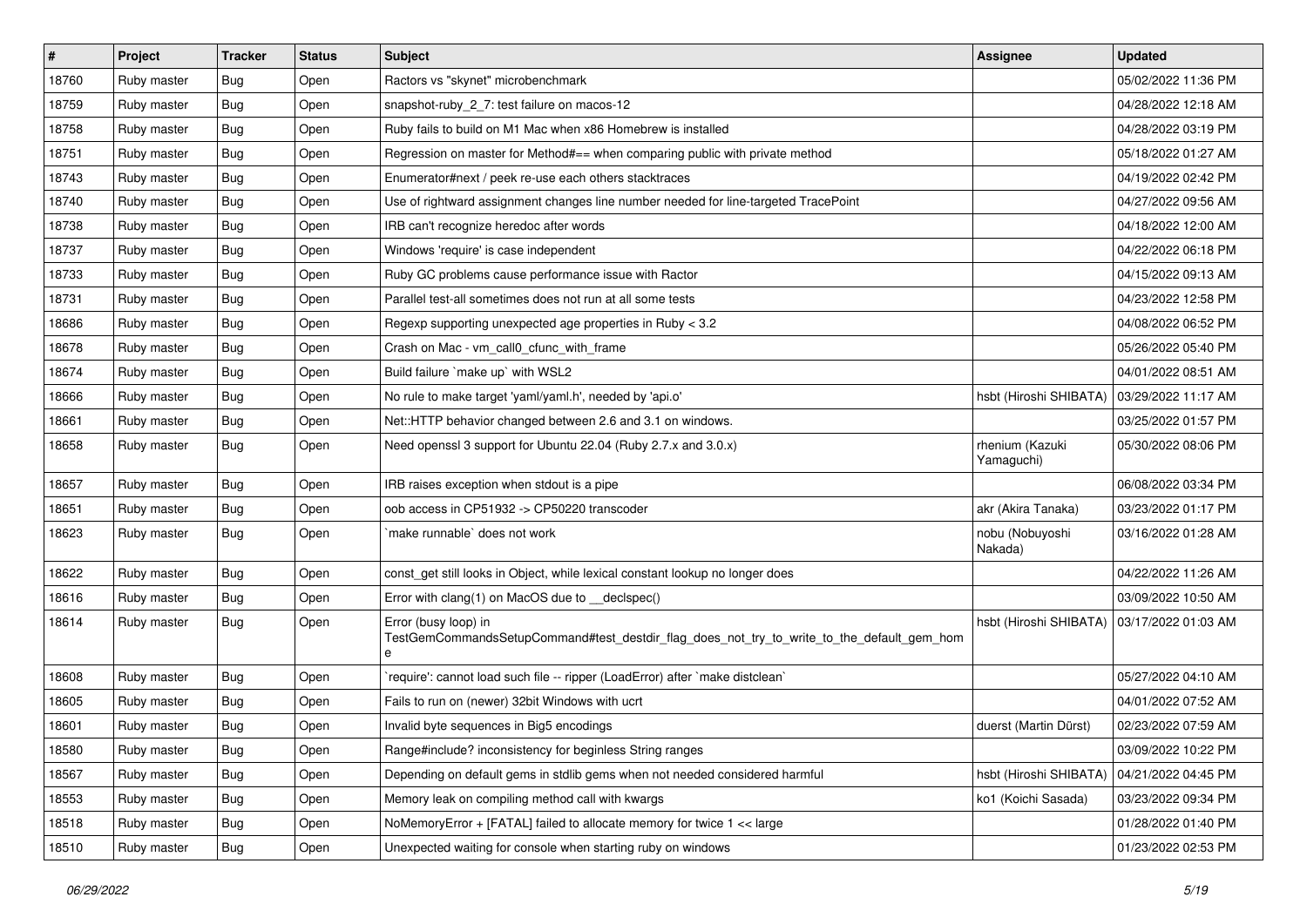| # | Project | Tracker | Status | Subject | Assignee | Updated |
|---|---|---|---|---|---|---|
| 18760 | Ruby master | Bug | Open | Ractors vs "skynet" microbenchmark | | 05/02/2022 11:36 PM |
| 18759 | Ruby master | Bug | Open | snapshot-ruby_2_7: test failure on macos-12 | | 04/28/2022 12:18 AM |
| 18758 | Ruby master | Bug | Open | Ruby fails to build on M1 Mac when x86 Homebrew is installed | | 04/28/2022 03:19 PM |
| 18751 | Ruby master | Bug | Open | Regression on master for Method#== when comparing public with private method | | 05/18/2022 01:27 AM |
| 18743 | Ruby master | Bug | Open | Enumerator#next / peek re-use each others stacktraces | | 04/19/2022 02:42 PM |
| 18740 | Ruby master | Bug | Open | Use of rightward assignment changes line number needed for line-targeted TracePoint | | 04/27/2022 09:56 AM |
| 18738 | Ruby master | Bug | Open | IRB can't recognize heredoc after words | | 04/18/2022 12:00 AM |
| 18737 | Ruby master | Bug | Open | Windows 'require' is case independent | | 04/22/2022 06:18 PM |
| 18733 | Ruby master | Bug | Open | Ruby GC problems cause performance issue with Ractor | | 04/15/2022 09:13 AM |
| 18731 | Ruby master | Bug | Open | Parallel test-all sometimes does not run at all some tests | | 04/23/2022 12:58 PM |
| 18686 | Ruby master | Bug | Open | Regexp supporting unexpected age properties in Ruby < 3.2 | | 04/08/2022 06:52 PM |
| 18678 | Ruby master | Bug | Open | Crash on Mac - vm_call0_cfunc_with_frame | | 05/26/2022 05:40 PM |
| 18674 | Ruby master | Bug | Open | Build failure `make up` with WSL2 | | 04/01/2022 08:51 AM |
| 18666 | Ruby master | Bug | Open | No rule to make target 'yaml/yaml.h', needed by 'api.o' | hsbt (Hiroshi SHIBATA) | 03/29/2022 11:17 AM |
| 18661 | Ruby master | Bug | Open | Net::HTTP behavior changed between 2.6 and 3.1 on windows. | | 03/25/2022 01:57 PM |
| 18658 | Ruby master | Bug | Open | Need openssl 3 support for Ubuntu 22.04 (Ruby 2.7.x and 3.0.x) | rhenium (Kazuki Yamaguchi) | 05/30/2022 08:06 PM |
| 18657 | Ruby master | Bug | Open | IRB raises exception when stdout is a pipe | | 06/08/2022 03:34 PM |
| 18651 | Ruby master | Bug | Open | oob access in CP51932 -> CP50220 transcoder | akr (Akira Tanaka) | 03/23/2022 01:17 PM |
| 18623 | Ruby master | Bug | Open | `make runnable` does not work | nobu (Nobuyoshi Nakada) | 03/16/2022 01:28 AM |
| 18622 | Ruby master | Bug | Open | const_get still looks in Object, while lexical constant lookup no longer does | | 04/22/2022 11:26 AM |
| 18616 | Ruby master | Bug | Open | Error with clang(1) on MacOS due to __declspec() | | 03/09/2022 10:50 AM |
| 18614 | Ruby master | Bug | Open | Error (busy loop) in TestGemCommandsSetupCommand#test_destdir_flag_does_not_try_to_write_to_the_default_gem_home | hsbt (Hiroshi SHIBATA) | 03/17/2022 01:03 AM |
| 18608 | Ruby master | Bug | Open | `require': cannot load such file -- ripper (LoadError) after `make distclean` | | 05/27/2022 04:10 AM |
| 18605 | Ruby master | Bug | Open | Fails to run on (newer) 32bit Windows with ucrt | | 04/01/2022 07:52 AM |
| 18601 | Ruby master | Bug | Open | Invalid byte sequences in Big5 encodings | duerst (Martin Dürst) | 02/23/2022 07:59 AM |
| 18580 | Ruby master | Bug | Open | Range#include? inconsistency for beginless String ranges | | 03/09/2022 10:22 PM |
| 18567 | Ruby master | Bug | Open | Depending on default gems in stdlib gems when not needed considered harmful | hsbt (Hiroshi SHIBATA) | 04/21/2022 04:45 PM |
| 18553 | Ruby master | Bug | Open | Memory leak on compiling method call with kwargs | ko1 (Koichi Sasada) | 03/23/2022 09:34 PM |
| 18518 | Ruby master | Bug | Open | NoMemoryError + [FATAL] failed to allocate memory for twice 1 << large | | 01/28/2022 01:40 PM |
| 18510 | Ruby master | Bug | Open | Unexpected waiting for console when starting ruby on windows | | 01/23/2022 02:53 PM |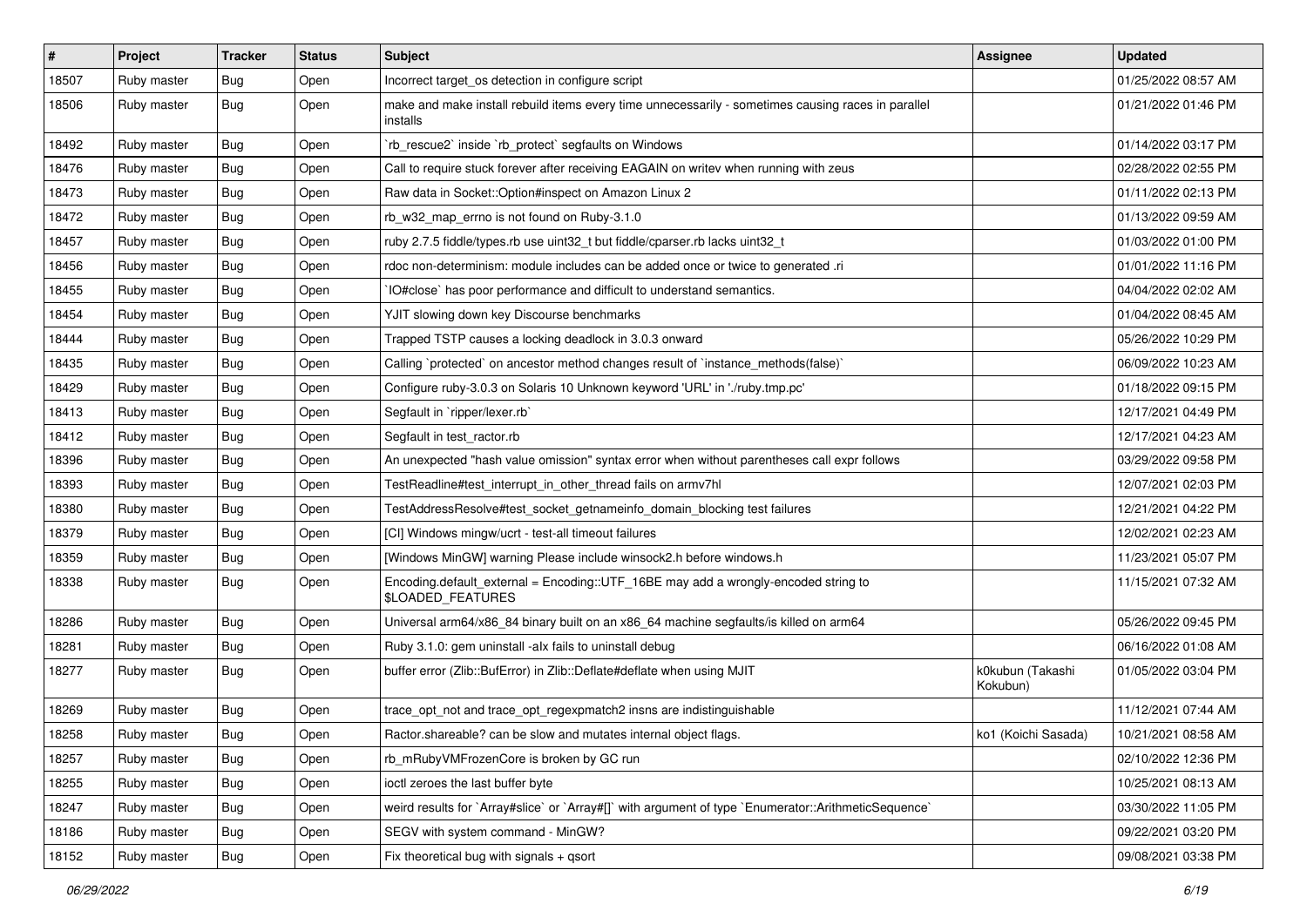| # | Project | Tracker | Status | Subject | Assignee | Updated |
|---|---|---|---|---|---|---|
| 18507 | Ruby master | Bug | Open | Incorrect target_os detection in configure script | | 01/25/2022 08:57 AM |
| 18506 | Ruby master | Bug | Open | make and make install rebuild items every time unnecessarily - sometimes causing races in parallel installs | | 01/21/2022 01:46 PM |
| 18492 | Ruby master | Bug | Open | `rb_rescue2` inside `rb_protect` segfaults on Windows | | 01/14/2022 03:17 PM |
| 18476 | Ruby master | Bug | Open | Call to require stuck forever after receiving EAGAIN on writev when running with zeus | | 02/28/2022 02:55 PM |
| 18473 | Ruby master | Bug | Open | Raw data in Socket::Option#inspect on Amazon Linux 2 | | 01/11/2022 02:13 PM |
| 18472 | Ruby master | Bug | Open | rb_w32_map_errno is not found on Ruby-3.1.0 | | 01/13/2022 09:59 AM |
| 18457 | Ruby master | Bug | Open | ruby 2.7.5 fiddle/types.rb use uint32_t but fiddle/cparser.rb lacks uint32_t | | 01/03/2022 01:00 PM |
| 18456 | Ruby master | Bug | Open | rdoc non-determinism: module includes can be added once or twice to generated .ri | | 01/01/2022 11:16 PM |
| 18455 | Ruby master | Bug | Open | `IO#close` has poor performance and difficult to understand semantics. | | 04/04/2022 02:02 AM |
| 18454 | Ruby master | Bug | Open | YJIT slowing down key Discourse benchmarks | | 01/04/2022 08:45 AM |
| 18444 | Ruby master | Bug | Open | Trapped TSTP causes a locking deadlock in 3.0.3 onward | | 05/26/2022 10:29 PM |
| 18435 | Ruby master | Bug | Open | Calling `protected` on ancestor method changes result of `instance_methods(false)` | | 06/09/2022 10:23 AM |
| 18429 | Ruby master | Bug | Open | Configure ruby-3.0.3 on Solaris 10 Unknown keyword 'URL' in './ruby.tmp.pc' | | 01/18/2022 09:15 PM |
| 18413 | Ruby master | Bug | Open | Segfault in `ripper/lexer.rb` | | 12/17/2021 04:49 PM |
| 18412 | Ruby master | Bug | Open | Segfault in test_ractor.rb | | 12/17/2021 04:23 AM |
| 18396 | Ruby master | Bug | Open | An unexpected "hash value omission" syntax error when without parentheses call expr follows | | 03/29/2022 09:58 PM |
| 18393 | Ruby master | Bug | Open | TestReadline#test_interrupt_in_other_thread fails on armv7hl | | 12/07/2021 02:03 PM |
| 18380 | Ruby master | Bug | Open | TestAddressResolve#test_socket_getnameinfo_domain_blocking test failures | | 12/21/2021 04:22 PM |
| 18379 | Ruby master | Bug | Open | [CI] Windows mingw/ucrt - test-all timeout failures | | 12/02/2021 02:23 AM |
| 18359 | Ruby master | Bug | Open | [Windows MinGW] warning Please include winsock2.h before windows.h | | 11/23/2021 05:07 PM |
| 18338 | Ruby master | Bug | Open | Encoding.default_external = Encoding::UTF_16BE may add a wrongly-encoded string to $LOADED_FEATURES | | 11/15/2021 07:32 AM |
| 18286 | Ruby master | Bug | Open | Universal arm64/x86_84 binary built on an x86_64 machine segfaults/is killed on arm64 | | 05/26/2022 09:45 PM |
| 18281 | Ruby master | Bug | Open | Ruby 3.1.0: gem uninstall -alx fails to uninstall debug | | 06/16/2022 01:08 AM |
| 18277 | Ruby master | Bug | Open | buffer error (Zlib::BufError) in Zlib::Deflate#deflate when using MJIT | k0kubun (Takashi Kokubun) | 01/05/2022 03:04 PM |
| 18269 | Ruby master | Bug | Open | trace_opt_not and trace_opt_regexpmatch2 insns are indistinguishable | | 11/12/2021 07:44 AM |
| 18258 | Ruby master | Bug | Open | Ractor.shareable? can be slow and mutates internal object flags. | ko1 (Koichi Sasada) | 10/21/2021 08:58 AM |
| 18257 | Ruby master | Bug | Open | rb_mRubyVMFrozenCore is broken by GC run | | 02/10/2022 12:36 PM |
| 18255 | Ruby master | Bug | Open | ioctl zeroes the last buffer byte | | 10/25/2021 08:13 AM |
| 18247 | Ruby master | Bug | Open | weird results for `Array#slice` or `Array#[]` with argument of type `Enumerator::ArithmeticSequence` | | 03/30/2022 11:05 PM |
| 18186 | Ruby master | Bug | Open | SEGV with system command - MinGW? | | 09/22/2021 03:20 PM |
| 18152 | Ruby master | Bug | Open | Fix theoretical bug with signals + qsort | | 09/08/2021 03:38 PM |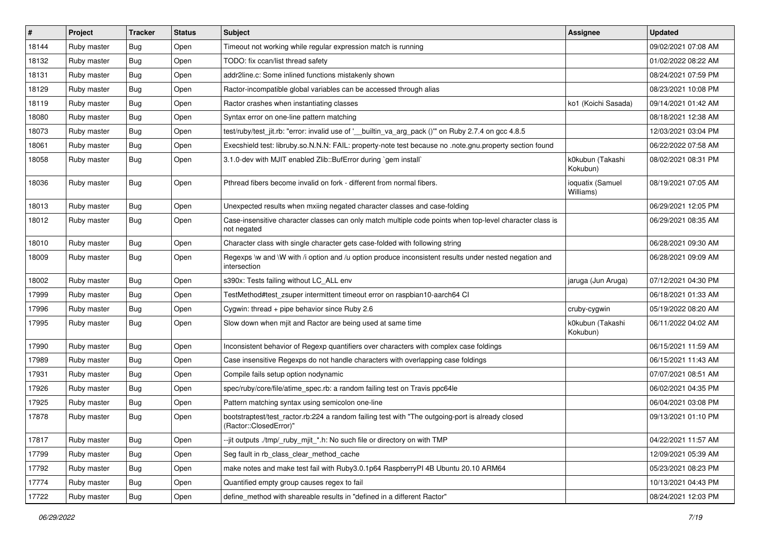| # | Project | Tracker | Status | Subject | Assignee | Updated |
|---|---|---|---|---|---|---|
| 18144 | Ruby master | Bug | Open | Timeout not working while regular expression match is running | | 09/02/2021 07:08 AM |
| 18132 | Ruby master | Bug | Open | TODO: fix ccan/list thread safety | | 01/02/2022 08:22 AM |
| 18131 | Ruby master | Bug | Open | addr2line.c: Some inlined functions mistakenly shown | | 08/24/2021 07:59 PM |
| 18129 | Ruby master | Bug | Open | Ractor-incompatible global variables can be accessed through alias | | 08/23/2021 10:08 PM |
| 18119 | Ruby master | Bug | Open | Ractor crashes when instantiating classes | ko1 (Koichi Sasada) | 09/14/2021 01:42 AM |
| 18080 | Ruby master | Bug | Open | Syntax error on one-line pattern matching | | 08/18/2021 12:38 AM |
| 18073 | Ruby master | Bug | Open | test/ruby/test_jit.rb: "error: invalid use of '__builtin_va_arg_pack ()'" on Ruby 2.7.4 on gcc 4.8.5 | | 12/03/2021 03:04 PM |
| 18061 | Ruby master | Bug | Open | Execshield test: libruby.so.N.N.N: FAIL: property-note test because no .note.gnu.property section found | | 06/22/2022 07:58 AM |
| 18058 | Ruby master | Bug | Open | 3.1.0-dev with MJIT enabled Zlib::BufError during `gem install` | k0kubun (Takashi Kokubun) | 08/02/2021 08:31 PM |
| 18036 | Ruby master | Bug | Open | Pthread fibers become invalid on fork - different from normal fibers. | ioquatix (Samuel Williams) | 08/19/2021 07:05 AM |
| 18013 | Ruby master | Bug | Open | Unexpected results when mxiing negated character classes and case-folding | | 06/29/2021 12:05 PM |
| 18012 | Ruby master | Bug | Open | Case-insensitive character classes can only match multiple code points when top-level character class is not negated | | 06/29/2021 08:35 AM |
| 18010 | Ruby master | Bug | Open | Character class with single character gets case-folded with following string | | 06/28/2021 09:30 AM |
| 18009 | Ruby master | Bug | Open | Regexps \w and \W with /i option and /u option produce inconsistent results under nested negation and intersection | | 06/28/2021 09:09 AM |
| 18002 | Ruby master | Bug | Open | s390x: Tests failing without LC_ALL env | jaruga (Jun Aruga) | 07/12/2021 04:30 PM |
| 17999 | Ruby master | Bug | Open | TestMethod#test_zsuper intermittent timeout error on raspbian10-aarch64 CI | | 06/18/2021 01:33 AM |
| 17996 | Ruby master | Bug | Open | Cygwin: thread + pipe behavior since Ruby 2.6 | cruby-cygwin | 05/19/2022 08:20 AM |
| 17995 | Ruby master | Bug | Open | Slow down when mjit and Ractor are being used at same time | k0kubun (Takashi Kokubun) | 06/11/2022 04:02 AM |
| 17990 | Ruby master | Bug | Open | Inconsistent behavior of Regexp quantifiers over characters with complex case foldings | | 06/15/2021 11:59 AM |
| 17989 | Ruby master | Bug | Open | Case insensitive Regexps do not handle characters with overlapping case foldings | | 06/15/2021 11:43 AM |
| 17931 | Ruby master | Bug | Open | Compile fails setup option nodynamic | | 07/07/2021 08:51 AM |
| 17926 | Ruby master | Bug | Open | spec/ruby/core/file/atime_spec.rb: a random failing test on Travis ppc64le | | 06/02/2021 04:35 PM |
| 17925 | Ruby master | Bug | Open | Pattern matching syntax using semicolon one-line | | 06/04/2021 03:08 PM |
| 17878 | Ruby master | Bug | Open | bootstraptest/test_ractor.rb:224 a random failing test with "The outgoing-port is already closed (Ractor::ClosedError)" | | 09/13/2021 01:10 PM |
| 17817 | Ruby master | Bug | Open | --jit outputs ./tmp/_ruby_mjit_*.h: No such file or directory on with TMP | | 04/22/2021 11:57 AM |
| 17799 | Ruby master | Bug | Open | Seg fault in rb_class_clear_method_cache | | 12/09/2021 05:39 AM |
| 17792 | Ruby master | Bug | Open | make notes and make test fail with Ruby3.0.1p64 RaspberryPI 4B Ubuntu 20.10 ARM64 | | 05/23/2021 08:23 PM |
| 17774 | Ruby master | Bug | Open | Quantified empty group causes regex to fail | | 10/13/2021 04:43 PM |
| 17722 | Ruby master | Bug | Open | define_method with shareable results in "defined in a different Ractor" | | 08/24/2021 12:03 PM |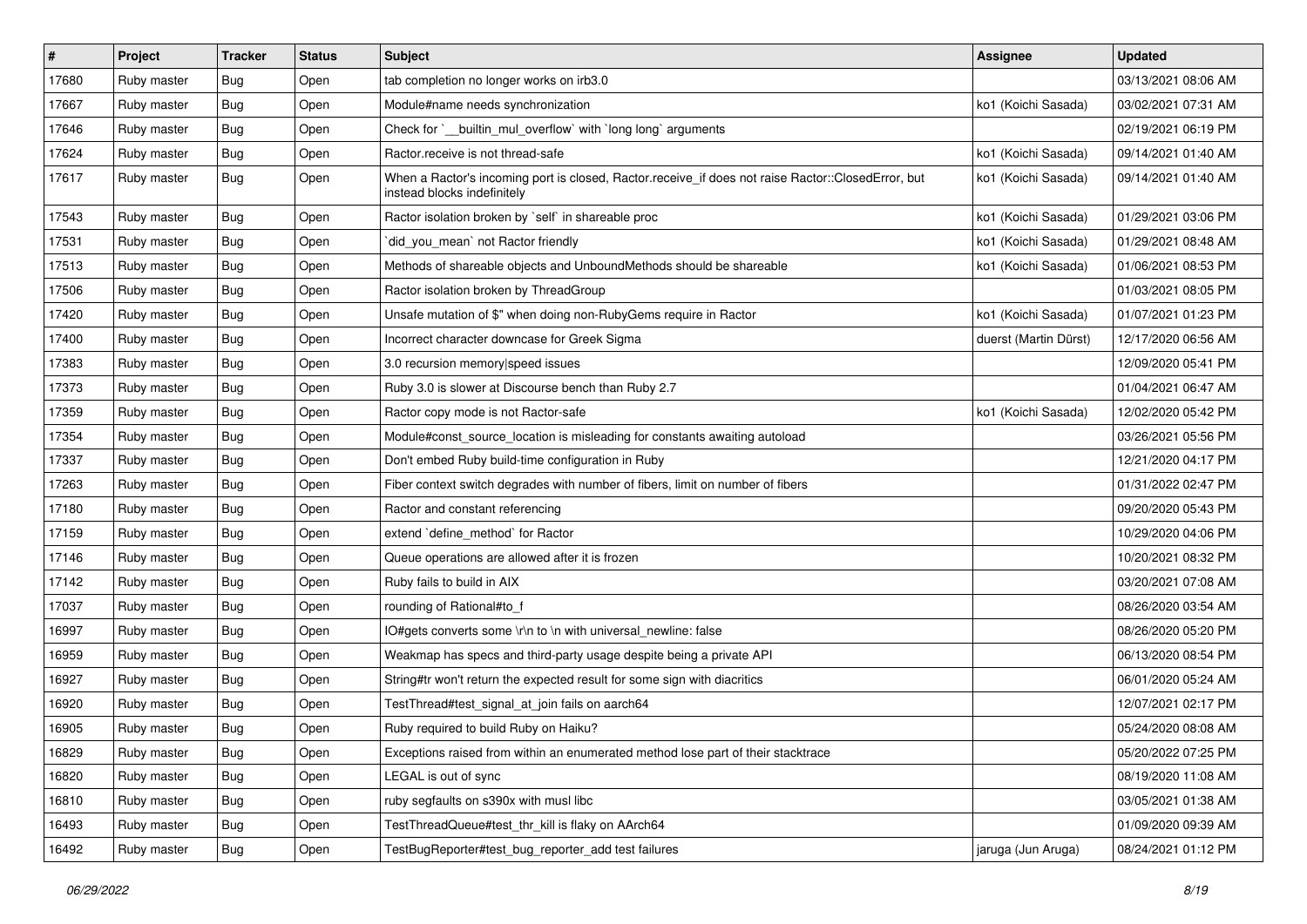| # | Project | Tracker | Status | Subject | Assignee | Updated |
| --- | --- | --- | --- | --- | --- | --- |
| 17680 | Ruby master | Bug | Open | tab completion no longer works on irb3.0 | | 03/13/2021 08:06 AM |
| 17667 | Ruby master | Bug | Open | Module#name needs synchronization | ko1 (Koichi Sasada) | 03/02/2021 07:31 AM |
| 17646 | Ruby master | Bug | Open | Check for `__builtin_mul_overflow` with `long long` arguments | | 02/19/2021 06:19 PM |
| 17624 | Ruby master | Bug | Open | Ractor.receive is not thread-safe | ko1 (Koichi Sasada) | 09/14/2021 01:40 AM |
| 17617 | Ruby master | Bug | Open | When a Ractor's incoming port is closed, Ractor.receive_if does not raise Ractor::ClosedError, but instead blocks indefinitely | ko1 (Koichi Sasada) | 09/14/2021 01:40 AM |
| 17543 | Ruby master | Bug | Open | Ractor isolation broken by `self` in shareable proc | ko1 (Koichi Sasada) | 01/29/2021 03:06 PM |
| 17531 | Ruby master | Bug | Open | `did_you_mean` not Ractor friendly | ko1 (Koichi Sasada) | 01/29/2021 08:48 AM |
| 17513 | Ruby master | Bug | Open | Methods of shareable objects and UnboundMethods should be shareable | ko1 (Koichi Sasada) | 01/06/2021 08:53 PM |
| 17506 | Ruby master | Bug | Open | Ractor isolation broken by ThreadGroup | | 01/03/2021 08:05 PM |
| 17420 | Ruby master | Bug | Open | Unsafe mutation of $" when doing non-RubyGems require in Ractor | ko1 (Koichi Sasada) | 01/07/2021 01:23 PM |
| 17400 | Ruby master | Bug | Open | Incorrect character downcase for Greek Sigma | duerst (Martin Dürst) | 12/17/2020 06:56 AM |
| 17383 | Ruby master | Bug | Open | 3.0 recursion memory\|speed issues | | 12/09/2020 05:41 PM |
| 17373 | Ruby master | Bug | Open | Ruby 3.0 is slower at Discourse bench than Ruby 2.7 | | 01/04/2021 06:47 AM |
| 17359 | Ruby master | Bug | Open | Ractor copy mode is not Ractor-safe | ko1 (Koichi Sasada) | 12/02/2020 05:42 PM |
| 17354 | Ruby master | Bug | Open | Module#const_source_location is misleading for constants awaiting autoload | | 03/26/2021 05:56 PM |
| 17337 | Ruby master | Bug | Open | Don't embed Ruby build-time configuration in Ruby | | 12/21/2020 04:17 PM |
| 17263 | Ruby master | Bug | Open | Fiber context switch degrades with number of fibers, limit on number of fibers | | 01/31/2022 02:47 PM |
| 17180 | Ruby master | Bug | Open | Ractor and constant referencing | | 09/20/2020 05:43 PM |
| 17159 | Ruby master | Bug | Open | extend `define_method` for Ractor | | 10/29/2020 04:06 PM |
| 17146 | Ruby master | Bug | Open | Queue operations are allowed after it is frozen | | 10/20/2021 08:32 PM |
| 17142 | Ruby master | Bug | Open | Ruby fails to build in AIX | | 03/20/2021 07:08 AM |
| 17037 | Ruby master | Bug | Open | rounding of Rational#to_f | | 08/26/2020 03:54 AM |
| 16997 | Ruby master | Bug | Open | IO#gets converts some \r\n to \n with universal_newline: false | | 08/26/2020 05:20 PM |
| 16959 | Ruby master | Bug | Open | Weakmap has specs and third-party usage despite being a private API | | 06/13/2020 08:54 PM |
| 16927 | Ruby master | Bug | Open | String#tr won't return the expected result for some sign with diacritics | | 06/01/2020 05:24 AM |
| 16920 | Ruby master | Bug | Open | TestThread#test_signal_at_join fails on aarch64 | | 12/07/2021 02:17 PM |
| 16905 | Ruby master | Bug | Open | Ruby required to build Ruby on Haiku? | | 05/24/2020 08:08 AM |
| 16829 | Ruby master | Bug | Open | Exceptions raised from within an enumerated method lose part of their stacktrace | | 05/20/2022 07:25 PM |
| 16820 | Ruby master | Bug | Open | LEGAL is out of sync | | 08/19/2020 11:08 AM |
| 16810 | Ruby master | Bug | Open | ruby segfaults on s390x with musl libc | | 03/05/2021 01:38 AM |
| 16493 | Ruby master | Bug | Open | TestThreadQueue#test_thr_kill is flaky on AArch64 | | 01/09/2020 09:39 AM |
| 16492 | Ruby master | Bug | Open | TestBugReporter#test_bug_reporter_add test failures | jaruga (Jun Aruga) | 08/24/2021 01:12 PM |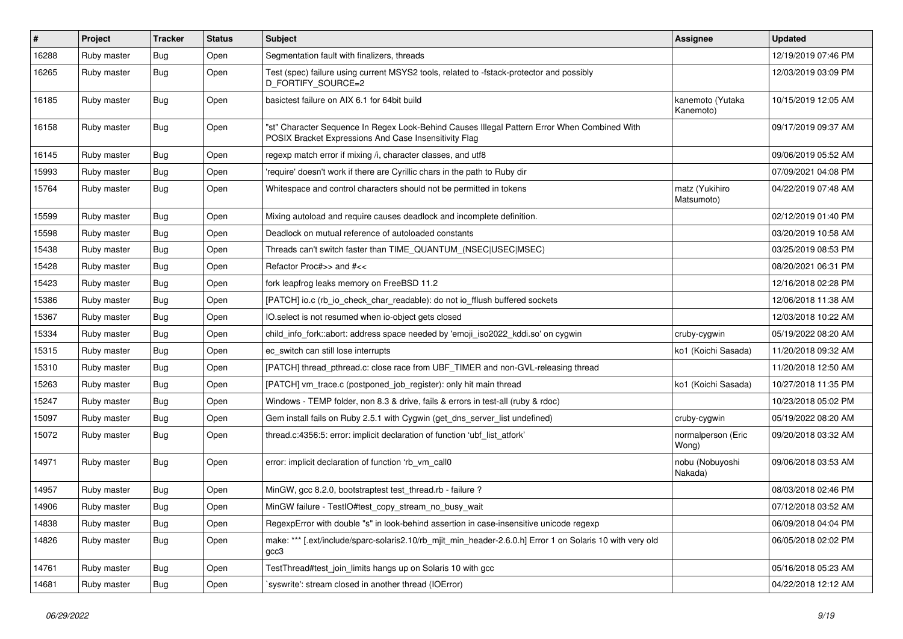| # | Project | Tracker | Status | Subject | Assignee | Updated |
|---|---|---|---|---|---|---|
| 16288 | Ruby master | Bug | Open | Segmentation fault with finalizers, threads | | 12/19/2019 07:46 PM |
| 16265 | Ruby master | Bug | Open | Test (spec) failure using current MSYS2 tools, related to -fstack-protector and possibly D_FORTIFY_SOURCE=2 | | 12/03/2019 03:09 PM |
| 16185 | Ruby master | Bug | Open | basictest failure on AIX 6.1 for 64bit build | kanemoto (Yutaka Kanemoto) | 10/15/2019 12:05 AM |
| 16158 | Ruby master | Bug | Open | "st" Character Sequence In Regex Look-Behind Causes Illegal Pattern Error When Combined With POSIX Bracket Expressions And Case Insensitivity Flag | | 09/17/2019 09:37 AM |
| 16145 | Ruby master | Bug | Open | regexp match error if mixing /i, character classes, and utf8 | | 09/06/2019 05:52 AM |
| 15993 | Ruby master | Bug | Open | 'require' doesn't work if there are Cyrillic chars in the path to Ruby dir | | 07/09/2021 04:08 PM |
| 15764 | Ruby master | Bug | Open | Whitespace and control characters should not be permitted in tokens | matz (Yukihiro Matsumoto) | 04/22/2019 07:48 AM |
| 15599 | Ruby master | Bug | Open | Mixing autoload and require causes deadlock and incomplete definition. | | 02/12/2019 01:40 PM |
| 15598 | Ruby master | Bug | Open | Deadlock on mutual reference of autoloaded constants | | 03/20/2019 10:58 AM |
| 15438 | Ruby master | Bug | Open | Threads can't switch faster than TIME_QUANTUM_(NSEC\|USEC\|MSEC) | | 03/25/2019 08:53 PM |
| 15428 | Ruby master | Bug | Open | Refactor Proc#>> and #<< | | 08/20/2021 06:31 PM |
| 15423 | Ruby master | Bug | Open | fork leapfrog leaks memory on FreeBSD 11.2 | | 12/16/2018 02:28 PM |
| 15386 | Ruby master | Bug | Open | [PATCH] io.c (rb_io_check_char_readable): do not io_fflush buffered sockets | | 12/06/2018 11:38 AM |
| 15367 | Ruby master | Bug | Open | IO.select is not resumed when io-object gets closed | | 12/03/2018 10:22 AM |
| 15334 | Ruby master | Bug | Open | child_info_fork::abort: address space needed by 'emoji_iso2022_kddi.so' on cygwin | cruby-cygwin | 05/19/2022 08:20 AM |
| 15315 | Ruby master | Bug | Open | ec_switch can still lose interrupts | ko1 (Koichi Sasada) | 11/20/2018 09:32 AM |
| 15310 | Ruby master | Bug | Open | [PATCH] thread_pthread.c: close race from UBF_TIMER and non-GVL-releasing thread | | 11/20/2018 12:50 AM |
| 15263 | Ruby master | Bug | Open | [PATCH] vm_trace.c (postponed_job_register): only hit main thread | ko1 (Koichi Sasada) | 10/27/2018 11:35 PM |
| 15247 | Ruby master | Bug | Open | Windows - TEMP folder, non 8.3 & drive, fails & errors in test-all (ruby & rdoc) | | 10/23/2018 05:02 PM |
| 15097 | Ruby master | Bug | Open | Gem install fails on Ruby 2.5.1 with Cygwin (get_dns_server_list undefined) | cruby-cygwin | 05/19/2022 08:20 AM |
| 15072 | Ruby master | Bug | Open | thread.c:4356:5: error: implicit declaration of function 'ubf_list_atfork' | normalperson (Eric Wong) | 09/20/2018 03:32 AM |
| 14971 | Ruby master | Bug | Open | error: implicit declaration of function 'rb_vm_call0 | nobu (Nobuyoshi Nakada) | 09/06/2018 03:53 AM |
| 14957 | Ruby master | Bug | Open | MinGW, gcc 8.2.0, bootstraptest test_thread.rb - failure ? | | 08/03/2018 02:46 PM |
| 14906 | Ruby master | Bug | Open | MinGW failure - TestIO#test_copy_stream_no_busy_wait | | 07/12/2018 03:52 AM |
| 14838 | Ruby master | Bug | Open | RegexpError with double "s" in look-behind assertion in case-insensitive unicode regexp | | 06/09/2018 04:04 PM |
| 14826 | Ruby master | Bug | Open | make: *** [.ext/include/sparc-solaris2.10/rb_mjit_min_header-2.6.0.h] Error 1 on Solaris 10 with very old gcc3 | | 06/05/2018 02:02 PM |
| 14761 | Ruby master | Bug | Open | TestThread#test_join_limits hangs up on Solaris 10 with gcc | | 05/16/2018 05:23 AM |
| 14681 | Ruby master | Bug | Open | `syswrite': stream closed in another thread (IOError) | | 04/22/2018 12:12 AM |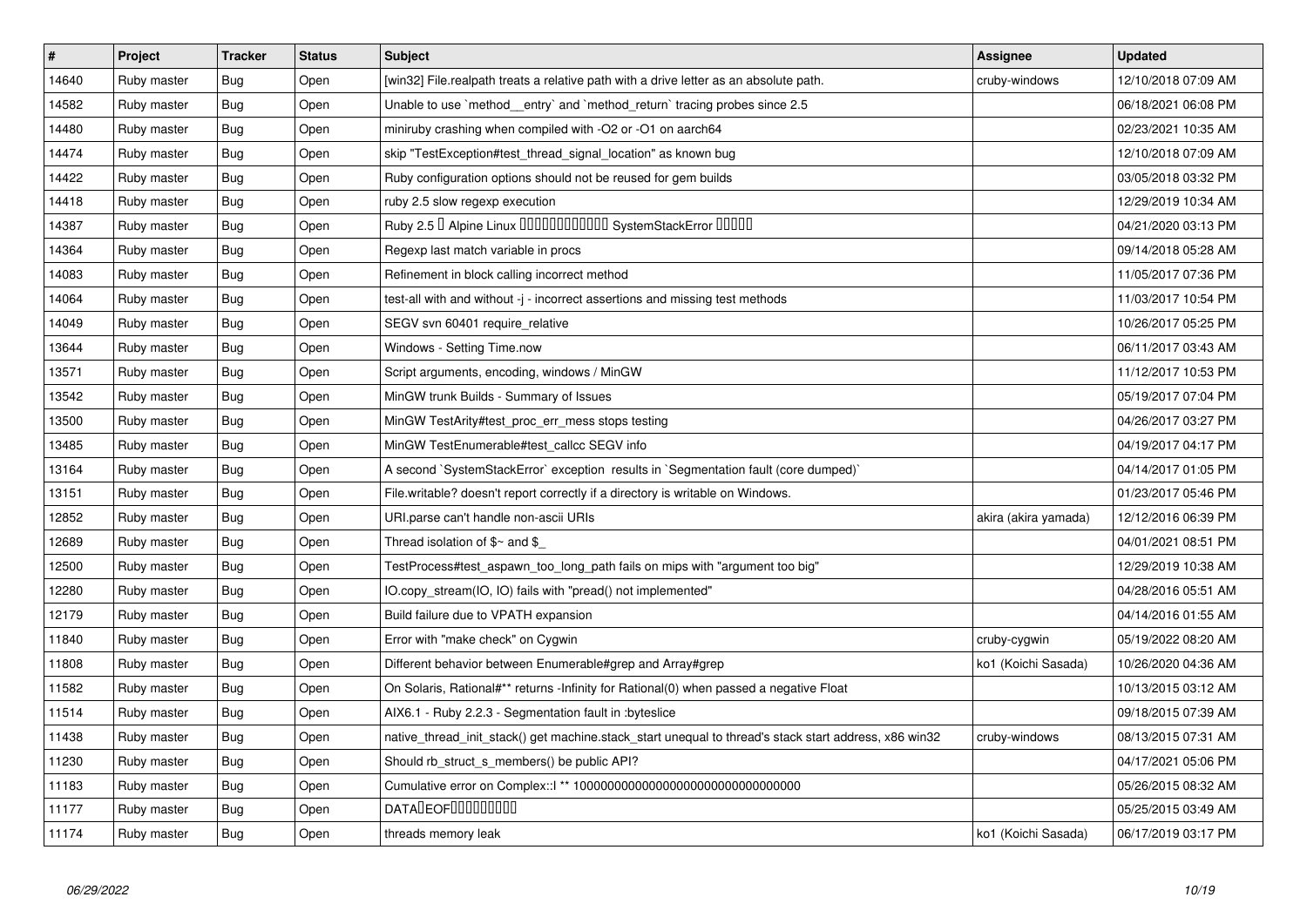| # | Project | Tracker | Status | Subject | Assignee | Updated |
|---|---|---|---|---|---|---|
| 14640 | Ruby master | Bug | Open | [win32] File.realpath treats a relative path with a drive letter as an absolute path. | cruby-windows | 12/10/2018 07:09 AM |
| 14582 | Ruby master | Bug | Open | Unable to use `method__entry` and `method_return` tracing probes since 2.5 | | 06/18/2021 06:08 PM |
| 14480 | Ruby master | Bug | Open | miniruby crashing when compiled with -O2 or -O1 on aarch64 | | 02/23/2021 10:35 AM |
| 14474 | Ruby master | Bug | Open | skip "TestException#test_thread_signal_location" as known bug | | 12/10/2018 07:09 AM |
| 14422 | Ruby master | Bug | Open | Ruby configuration options should not be reused for gem builds | | 03/05/2018 03:32 PM |
| 14418 | Ruby master | Bug | Open | ruby 2.5 slow regexp execution | | 12/29/2019 10:34 AM |
| 14387 | Ruby master | Bug | Open | Ruby 2.5 � Alpine Linux ������������ SystemStackError ����� | | 04/21/2020 03:13 PM |
| 14364 | Ruby master | Bug | Open | Regexp last match variable in procs | | 09/14/2018 05:28 AM |
| 14083 | Ruby master | Bug | Open | Refinement in block calling incorrect method | | 11/05/2017 07:36 PM |
| 14064 | Ruby master | Bug | Open | test-all with and without -j - incorrect assertions and missing test methods | | 11/03/2017 10:54 PM |
| 14049 | Ruby master | Bug | Open | SEGV svn 60401 require_relative | | 10/26/2017 05:25 PM |
| 13644 | Ruby master | Bug | Open | Windows - Setting Time.now | | 06/11/2017 03:43 AM |
| 13571 | Ruby master | Bug | Open | Script arguments, encoding, windows / MinGW | | 11/12/2017 10:53 PM |
| 13542 | Ruby master | Bug | Open | MinGW trunk Builds - Summary of Issues | | 05/19/2017 07:04 PM |
| 13500 | Ruby master | Bug | Open | MinGW TestArity#test_proc_err_mess stops testing | | 04/26/2017 03:27 PM |
| 13485 | Ruby master | Bug | Open | MinGW TestEnumerable#test_callcc SEGV info | | 04/19/2017 04:17 PM |
| 13164 | Ruby master | Bug | Open | A second `SystemStackError` exception results in `Segmentation fault (core dumped)` | | 04/14/2017 01:05 PM |
| 13151 | Ruby master | Bug | Open | File.writable? doesn't report correctly if a directory is writable on Windows. | | 01/23/2017 05:46 PM |
| 12852 | Ruby master | Bug | Open | URI.parse can't handle non-ascii URIs | akira (akira yamada) | 12/12/2016 06:39 PM |
| 12689 | Ruby master | Bug | Open | Thread isolation of $~ and $_ | | 04/01/2021 08:51 PM |
| 12500 | Ruby master | Bug | Open | TestProcess#test_aspawn_too_long_path fails on mips with "argument too big" | | 12/29/2019 10:38 AM |
| 12280 | Ruby master | Bug | Open | IO.copy_stream(IO, IO) fails with "pread() not implemented" | | 04/28/2016 05:51 AM |
| 12179 | Ruby master | Bug | Open | Build failure due to VPATH expansion | | 04/14/2016 01:55 AM |
| 11840 | Ruby master | Bug | Open | Error with "make check" on Cygwin | cruby-cygwin | 05/19/2022 08:20 AM |
| 11808 | Ruby master | Bug | Open | Different behavior between Enumerable#grep and Array#grep | ko1 (Koichi Sasada) | 10/26/2020 04:36 AM |
| 11582 | Ruby master | Bug | Open | On Solaris, Rational#** returns -Infinity for Rational(0) when passed a negative Float | | 10/13/2015 03:12 AM |
| 11514 | Ruby master | Bug | Open | AIX6.1 - Ruby 2.2.3 - Segmentation fault in :byteslice | | 09/18/2015 07:39 AM |
| 11438 | Ruby master | Bug | Open | native_thread_init_stack() get machine.stack_start unequal to thread's stack start address, x86 win32 | cruby-windows | 08/13/2015 07:31 AM |
| 11230 | Ruby master | Bug | Open | Should rb_struct_s_members() be public API? | | 04/17/2021 05:06 PM |
| 11183 | Ruby master | Bug | Open | Cumulative error on Complex::I ** 100000000000000000000000000000000 | | 05/26/2015 08:32 AM |
| 11177 | Ruby master | Bug | Open | DATA�EOF��������� | | 05/25/2015 03:49 AM |
| 11174 | Ruby master | Bug | Open | threads memory leak | ko1 (Koichi Sasada) | 06/17/2019 03:17 PM |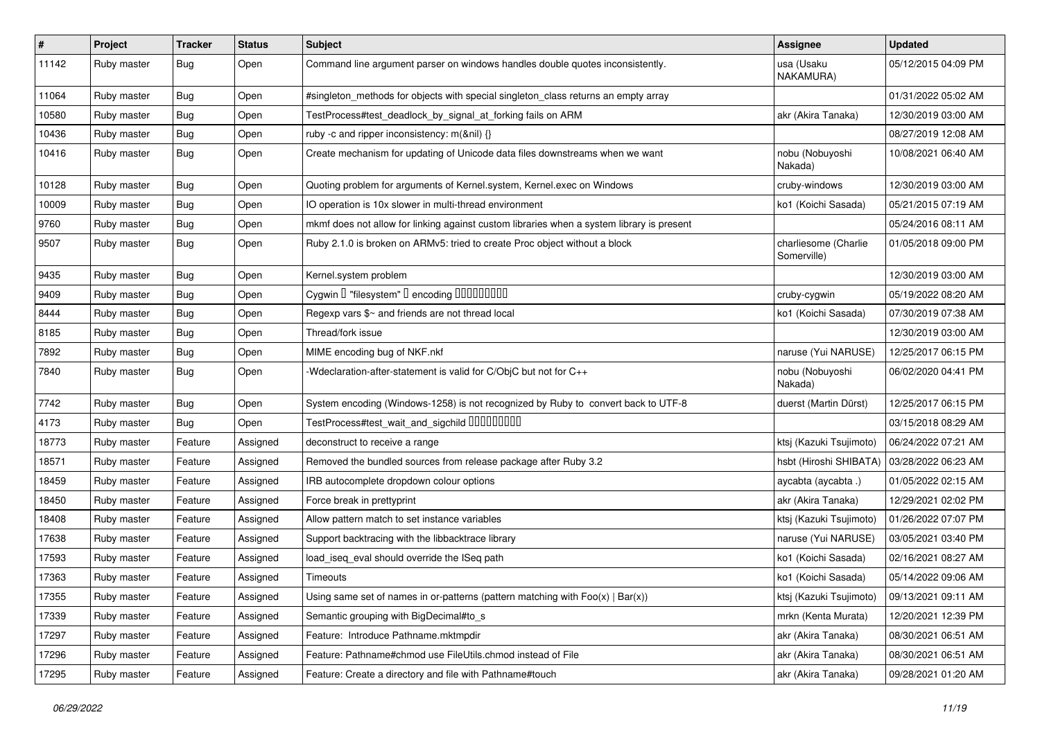| # | Project | Tracker | Status | Subject | Assignee | Updated |
| --- | --- | --- | --- | --- | --- | --- |
| 11142 | Ruby master | Bug | Open | Command line argument parser on windows handles double quotes inconsistently. | usa (Usaku NAKAMURA) | 05/12/2015 04:09 PM |
| 11064 | Ruby master | Bug | Open | #singleton_methods for objects with special singleton_class returns an empty array | | 01/31/2022 05:02 AM |
| 10580 | Ruby master | Bug | Open | TestProcess#test_deadlock_by_signal_at_forking fails on ARM | akr (Akira Tanaka) | 12/30/2019 03:00 AM |
| 10436 | Ruby master | Bug | Open | ruby -c and ripper inconsistency: m(&nil) {} | | 08/27/2019 12:08 AM |
| 10416 | Ruby master | Bug | Open | Create mechanism for updating of Unicode data files downstreams when we want | nobu (Nobuyoshi Nakada) | 10/08/2021 06:40 AM |
| 10128 | Ruby master | Bug | Open | Quoting problem for arguments of Kernel.system, Kernel.exec on Windows | cruby-windows | 12/30/2019 03:00 AM |
| 10009 | Ruby master | Bug | Open | IO operation is 10x slower in multi-thread environment | ko1 (Koichi Sasada) | 05/21/2015 07:19 AM |
| 9760 | Ruby master | Bug | Open | mkmf does not allow for linking against custom libraries when a system library is present | | 05/24/2016 08:11 AM |
| 9507 | Ruby master | Bug | Open | Ruby 2.1.0 is broken on ARMv5: tried to create Proc object without a block | charliesome (Charlie Somerville) | 01/05/2018 09:00 PM |
| 9435 | Ruby master | Bug | Open | Kernel.system problem | | 12/30/2019 03:00 AM |
| 9409 | Ruby master | Bug | Open | Cygwin � "filesystem" � encoding ���������� | cruby-cygwin | 05/19/2022 08:20 AM |
| 8444 | Ruby master | Bug | Open | Regexp vars $~ and friends are not thread local | ko1 (Koichi Sasada) | 07/30/2019 07:38 AM |
| 8185 | Ruby master | Bug | Open | Thread/fork issue | | 12/30/2019 03:00 AM |
| 7892 | Ruby master | Bug | Open | MIME encoding bug of NKF.nkf | naruse (Yui NARUSE) | 12/25/2017 06:15 PM |
| 7840 | Ruby master | Bug | Open | -Wdeclaration-after-statement is valid for C/ObjC but not for C++ | nobu (Nobuyoshi Nakada) | 06/02/2020 04:41 PM |
| 7742 | Ruby master | Bug | Open | System encoding (Windows-1258) is not recognized by Ruby to convert back to UTF-8 | duerst (Martin Dürst) | 12/25/2017 06:15 PM |
| 4173 | Ruby master | Bug | Open | TestProcess#test_wait_and_sigchild ���������� | | 03/15/2018 08:29 AM |
| 18773 | Ruby master | Feature | Assigned | deconstruct to receive a range | ktsj (Kazuki Tsujimoto) | 06/24/2022 07:21 AM |
| 18571 | Ruby master | Feature | Assigned | Removed the bundled sources from release package after Ruby 3.2 | hsbt (Hiroshi SHIBATA) | 03/28/2022 06:23 AM |
| 18459 | Ruby master | Feature | Assigned | IRB autocomplete dropdown colour options | aycabta (aycabta .) | 01/05/2022 02:15 AM |
| 18450 | Ruby master | Feature | Assigned | Force break in prettyprint | akr (Akira Tanaka) | 12/29/2021 02:02 PM |
| 18408 | Ruby master | Feature | Assigned | Allow pattern match to set instance variables | ktsj (Kazuki Tsujimoto) | 01/26/2022 07:07 PM |
| 17638 | Ruby master | Feature | Assigned | Support backtracing with the libbacktrace library | naruse (Yui NARUSE) | 03/05/2021 03:40 PM |
| 17593 | Ruby master | Feature | Assigned | load_iseq_eval should override the ISeq path | ko1 (Koichi Sasada) | 02/16/2021 08:27 AM |
| 17363 | Ruby master | Feature | Assigned | Timeouts | ko1 (Koichi Sasada) | 05/14/2022 09:06 AM |
| 17355 | Ruby master | Feature | Assigned | Using same set of names in or-patterns (pattern matching with Foo(x) \| Bar(x)) | ktsj (Kazuki Tsujimoto) | 09/13/2021 09:11 AM |
| 17339 | Ruby master | Feature | Assigned | Semantic grouping with BigDecimal#to_s | mrkn (Kenta Murata) | 12/20/2021 12:39 PM |
| 17297 | Ruby master | Feature | Assigned | Feature: Introduce Pathname.mktmpdir | akr (Akira Tanaka) | 08/30/2021 06:51 AM |
| 17296 | Ruby master | Feature | Assigned | Feature: Pathname#chmod use FileUtils.chmod instead of File | akr (Akira Tanaka) | 08/30/2021 06:51 AM |
| 17295 | Ruby master | Feature | Assigned | Feature: Create a directory and file with Pathname#touch | akr (Akira Tanaka) | 09/28/2021 01:20 AM |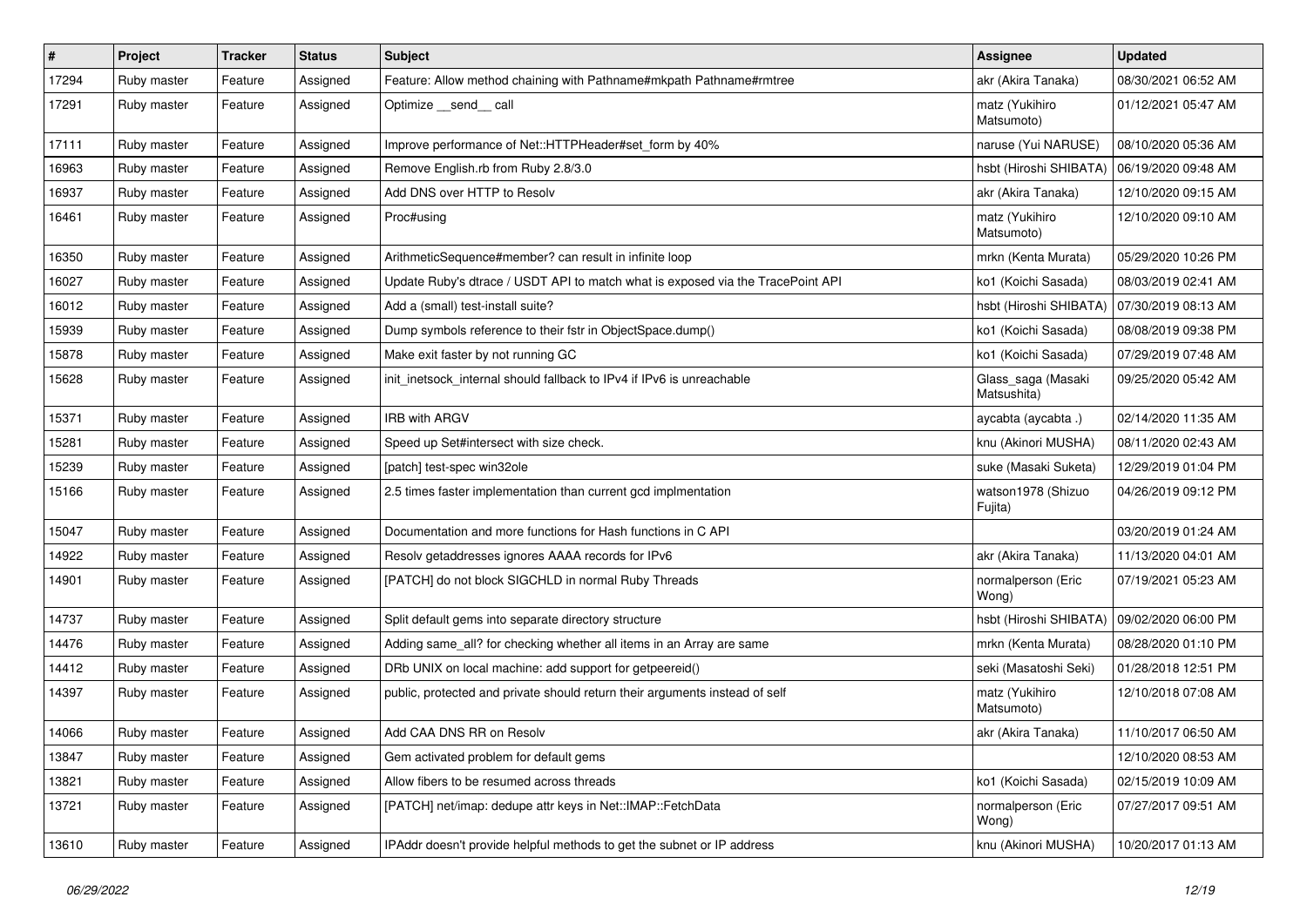| # | Project | Tracker | Status | Subject | Assignee | Updated |
|---|---|---|---|---|---|---|
| 17294 | Ruby master | Feature | Assigned | Feature: Allow method chaining with Pathname#mkpath Pathname#rmtree | akr (Akira Tanaka) | 08/30/2021 06:52 AM |
| 17291 | Ruby master | Feature | Assigned | Optimize __send__ call | matz (Yukihiro Matsumoto) | 01/12/2021 05:47 AM |
| 17111 | Ruby master | Feature | Assigned | Improve performance of Net::HTTPHeader#set_form by 40% | naruse (Yui NARUSE) | 08/10/2020 05:36 AM |
| 16963 | Ruby master | Feature | Assigned | Remove English.rb from Ruby 2.8/3.0 | hsbt (Hiroshi SHIBATA) | 06/19/2020 09:48 AM |
| 16937 | Ruby master | Feature | Assigned | Add DNS over HTTP to Resolv | akr (Akira Tanaka) | 12/10/2020 09:15 AM |
| 16461 | Ruby master | Feature | Assigned | Proc#using | matz (Yukihiro Matsumoto) | 12/10/2020 09:10 AM |
| 16350 | Ruby master | Feature | Assigned | ArithmeticSequence#member? can result in infinite loop | mrkn (Kenta Murata) | 05/29/2020 10:26 PM |
| 16027 | Ruby master | Feature | Assigned | Update Ruby's dtrace / USDT API to match what is exposed via the TracePoint API | ko1 (Koichi Sasada) | 08/03/2019 02:41 AM |
| 16012 | Ruby master | Feature | Assigned | Add a (small) test-install suite? | hsbt (Hiroshi SHIBATA) | 07/30/2019 08:13 AM |
| 15939 | Ruby master | Feature | Assigned | Dump symbols reference to their fstr in ObjectSpace.dump() | ko1 (Koichi Sasada) | 08/08/2019 09:38 PM |
| 15878 | Ruby master | Feature | Assigned | Make exit faster by not running GC | ko1 (Koichi Sasada) | 07/29/2019 07:48 AM |
| 15628 | Ruby master | Feature | Assigned | init_inetsock_internal should fallback to IPv4 if IPv6 is unreachable | Glass_saga (Masaki Matsushita) | 09/25/2020 05:42 AM |
| 15371 | Ruby master | Feature | Assigned | IRB with ARGV | aycabta (aycabta .) | 02/14/2020 11:35 AM |
| 15281 | Ruby master | Feature | Assigned | Speed up Set#intersect with size check. | knu (Akinori MUSHA) | 08/11/2020 02:43 AM |
| 15239 | Ruby master | Feature | Assigned | [patch] test-spec win32ole | suke (Masaki Suketa) | 12/29/2019 01:04 PM |
| 15166 | Ruby master | Feature | Assigned | 2.5 times faster implementation than current gcd implmentation | watson1978 (Shizuo Fujita) | 04/26/2019 09:12 PM |
| 15047 | Ruby master | Feature | Assigned | Documentation and more functions for Hash functions in C API | | 03/20/2019 01:24 AM |
| 14922 | Ruby master | Feature | Assigned | Resolv getaddresses ignores AAAA records for IPv6 | akr (Akira Tanaka) | 11/13/2020 04:01 AM |
| 14901 | Ruby master | Feature | Assigned | [PATCH] do not block SIGCHLD in normal Ruby Threads | normalperson (Eric Wong) | 07/19/2021 05:23 AM |
| 14737 | Ruby master | Feature | Assigned | Split default gems into separate directory structure | hsbt (Hiroshi SHIBATA) | 09/02/2020 06:00 PM |
| 14476 | Ruby master | Feature | Assigned | Adding same_all? for checking whether all items in an Array are same | mrkn (Kenta Murata) | 08/28/2020 01:10 PM |
| 14412 | Ruby master | Feature | Assigned | DRb UNIX on local machine: add support for getpeereid() | seki (Masatoshi Seki) | 01/28/2018 12:51 PM |
| 14397 | Ruby master | Feature | Assigned | public, protected and private should return their arguments instead of self | matz (Yukihiro Matsumoto) | 12/10/2018 07:08 AM |
| 14066 | Ruby master | Feature | Assigned | Add CAA DNS RR on Resolv | akr (Akira Tanaka) | 11/10/2017 06:50 AM |
| 13847 | Ruby master | Feature | Assigned | Gem activated problem for default gems | | 12/10/2020 08:53 AM |
| 13821 | Ruby master | Feature | Assigned | Allow fibers to be resumed across threads | ko1 (Koichi Sasada) | 02/15/2019 10:09 AM |
| 13721 | Ruby master | Feature | Assigned | [PATCH] net/imap: dedupe attr keys in Net::IMAP::FetchData | normalperson (Eric Wong) | 07/27/2017 09:51 AM |
| 13610 | Ruby master | Feature | Assigned | IPAddr doesn't provide helpful methods to get the subnet or IP address | knu (Akinori MUSHA) | 10/20/2017 01:13 AM |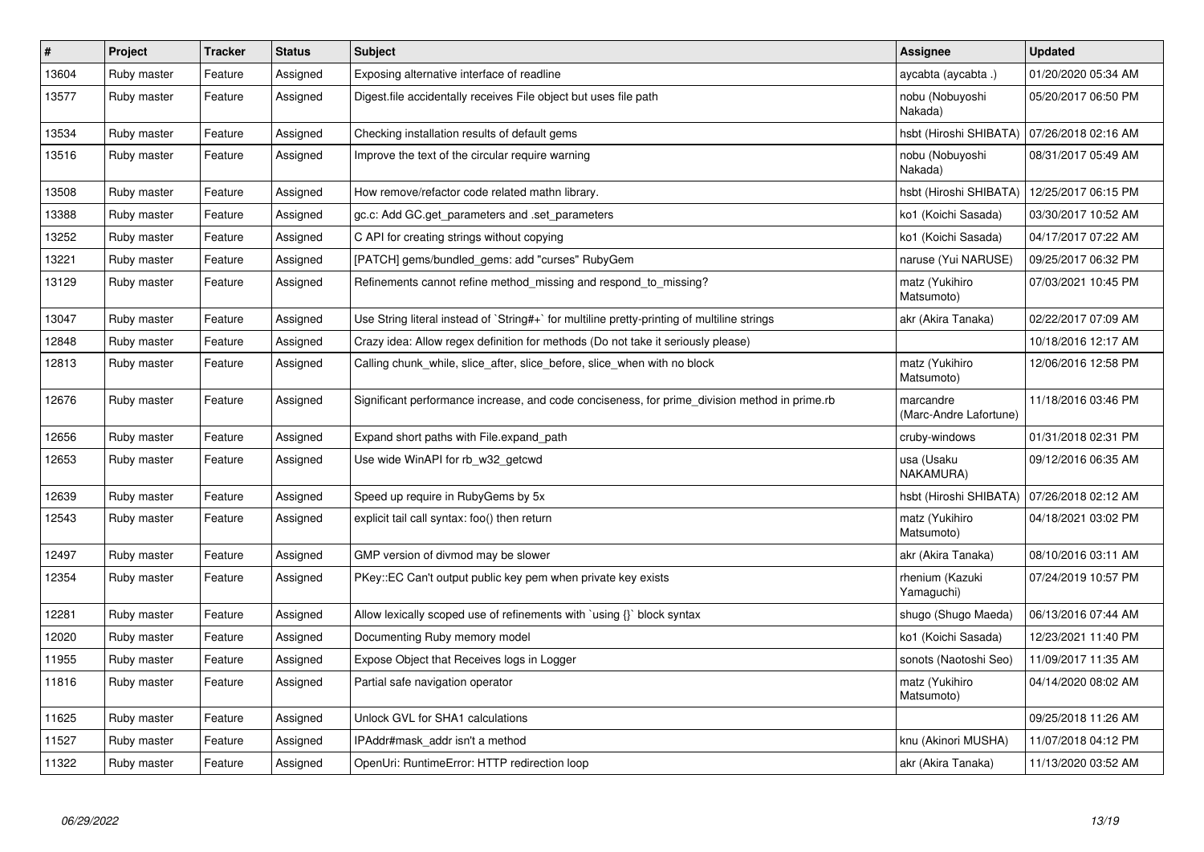| # | Project | Tracker | Status | Subject | Assignee | Updated |
|---|---|---|---|---|---|---|
| 13604 | Ruby master | Feature | Assigned | Exposing alternative interface of readline | aycabta (aycabta .) | 01/20/2020 05:34 AM |
| 13577 | Ruby master | Feature | Assigned | Digest.file accidentally receives File object but uses file path | nobu (Nobuyoshi Nakada) | 05/20/2017 06:50 PM |
| 13534 | Ruby master | Feature | Assigned | Checking installation results of default gems | hsbt (Hiroshi SHIBATA) | 07/26/2018 02:16 AM |
| 13516 | Ruby master | Feature | Assigned | Improve the text of the circular require warning | nobu (Nobuyoshi Nakada) | 08/31/2017 05:49 AM |
| 13508 | Ruby master | Feature | Assigned | How remove/refactor code related mathn library. | hsbt (Hiroshi SHIBATA) | 12/25/2017 06:15 PM |
| 13388 | Ruby master | Feature | Assigned | gc.c: Add GC.get_parameters and .set_parameters | ko1 (Koichi Sasada) | 03/30/2017 10:52 AM |
| 13252 | Ruby master | Feature | Assigned | C API for creating strings without copying | ko1 (Koichi Sasada) | 04/17/2017 07:22 AM |
| 13221 | Ruby master | Feature | Assigned | [PATCH] gems/bundled_gems: add "curses" RubyGem | naruse (Yui NARUSE) | 09/25/2017 06:32 PM |
| 13129 | Ruby master | Feature | Assigned | Refinements cannot refine method_missing and respond_to_missing? | matz (Yukihiro Matsumoto) | 07/03/2021 10:45 PM |
| 13047 | Ruby master | Feature | Assigned | Use String literal instead of `String#+` for multiline pretty-printing of multiline strings | akr (Akira Tanaka) | 02/22/2017 07:09 AM |
| 12848 | Ruby master | Feature | Assigned | Crazy idea: Allow regex definition for methods (Do not take it seriously please) | | 10/18/2016 12:17 AM |
| 12813 | Ruby master | Feature | Assigned | Calling chunk_while, slice_after, slice_before, slice_when with no block | matz (Yukihiro Matsumoto) | 12/06/2016 12:58 PM |
| 12676 | Ruby master | Feature | Assigned | Significant performance increase, and code conciseness, for prime_division method in prime.rb | marcandre (Marc-Andre Lafortune) | 11/18/2016 03:46 PM |
| 12656 | Ruby master | Feature | Assigned | Expand short paths with File.expand_path | cruby-windows | 01/31/2018 02:31 PM |
| 12653 | Ruby master | Feature | Assigned | Use wide WinAPI for rb_w32_getcwd | usa (Usaku NAKAMURA) | 09/12/2016 06:35 AM |
| 12639 | Ruby master | Feature | Assigned | Speed up require in RubyGems by 5x | hsbt (Hiroshi SHIBATA) | 07/26/2018 02:12 AM |
| 12543 | Ruby master | Feature | Assigned | explicit tail call syntax: foo() then return | matz (Yukihiro Matsumoto) | 04/18/2021 03:02 PM |
| 12497 | Ruby master | Feature | Assigned | GMP version of divmod may be slower | akr (Akira Tanaka) | 08/10/2016 03:11 AM |
| 12354 | Ruby master | Feature | Assigned | PKey::EC Can't output public key pem when private key exists | rhenium (Kazuki Yamaguchi) | 07/24/2019 10:57 PM |
| 12281 | Ruby master | Feature | Assigned | Allow lexically scoped use of refinements with `using {}` block syntax | shugo (Shugo Maeda) | 06/13/2016 07:44 AM |
| 12020 | Ruby master | Feature | Assigned | Documenting Ruby memory model | ko1 (Koichi Sasada) | 12/23/2021 11:40 PM |
| 11955 | Ruby master | Feature | Assigned | Expose Object that Receives logs in Logger | sonots (Naotoshi Seo) | 11/09/2017 11:35 AM |
| 11816 | Ruby master | Feature | Assigned | Partial safe navigation operator | matz (Yukihiro Matsumoto) | 04/14/2020 08:02 AM |
| 11625 | Ruby master | Feature | Assigned | Unlock GVL for SHA1 calculations | | 09/25/2018 11:26 AM |
| 11527 | Ruby master | Feature | Assigned | IPAddr#mask_addr isn't a method | knu (Akinori MUSHA) | 11/07/2018 04:12 PM |
| 11322 | Ruby master | Feature | Assigned | OpenUri: RuntimeError: HTTP redirection loop | akr (Akira Tanaka) | 11/13/2020 03:52 AM |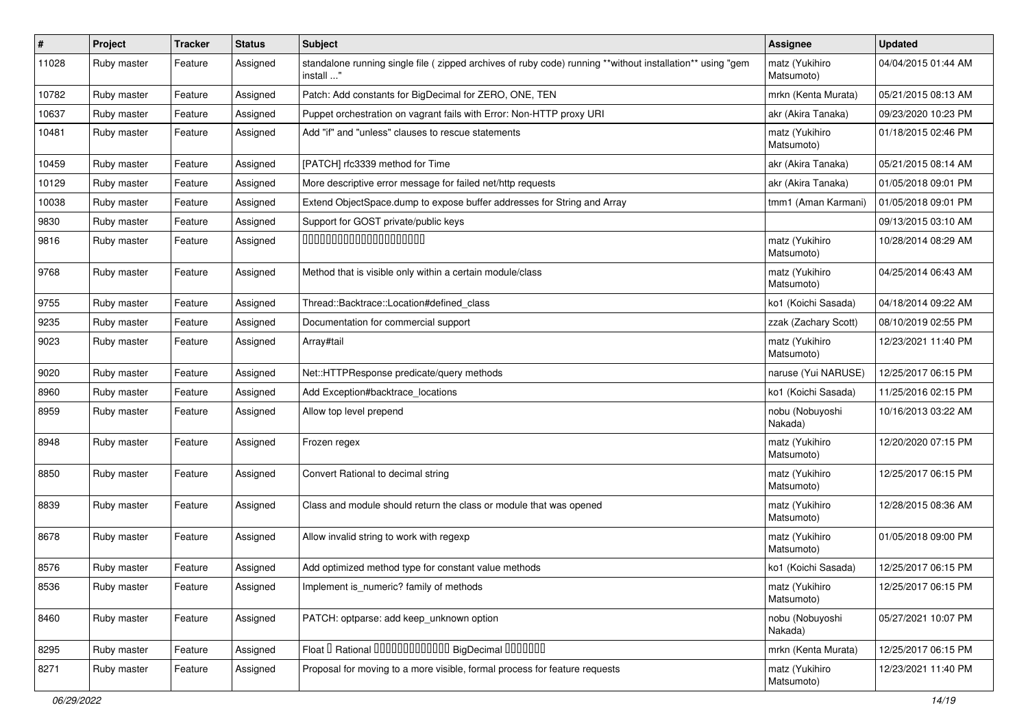| # | Project | Tracker | Status | Subject | Assignee | Updated |
|---|---|---|---|---|---|---|
| 11028 | Ruby master | Feature | Assigned | standalone running single file ( zipped archives of ruby code) running **without installation** using "gem install ..." | matz (Yukihiro Matsumoto) | 04/04/2015 01:44 AM |
| 10782 | Ruby master | Feature | Assigned | Patch: Add constants for BigDecimal for ZERO, ONE, TEN | mrkn (Kenta Murata) | 05/21/2015 08:13 AM |
| 10637 | Ruby master | Feature | Assigned | Puppet orchestration on vagrant fails with Error: Non-HTTP proxy URI | akr (Akira Tanaka) | 09/23/2020 10:23 PM |
| 10481 | Ruby master | Feature | Assigned | Add "if" and "unless" clauses to rescue statements | matz (Yukihiro Matsumoto) | 01/18/2015 02:46 PM |
| 10459 | Ruby master | Feature | Assigned | [PATCH] rfc3339 method for Time | akr (Akira Tanaka) | 05/21/2015 08:14 AM |
| 10129 | Ruby master | Feature | Assigned | More descriptive error message for failed net/http requests | akr (Akira Tanaka) | 01/05/2018 09:01 PM |
| 10038 | Ruby master | Feature | Assigned | Extend ObjectSpace.dump to expose buffer addresses for String and Array | tmm1 (Aman Karmani) | 01/05/2018 09:01 PM |
| 9830 | Ruby master | Feature | Assigned | Support for GOST private/public keys | | 09/13/2015 03:10 AM |
| 9816 | Ruby master | Feature | Assigned | 00000000000000000000000 | matz (Yukihiro Matsumoto) | 10/28/2014 08:29 AM |
| 9768 | Ruby master | Feature | Assigned | Method that is visible only within a certain module/class | matz (Yukihiro Matsumoto) | 04/25/2014 06:43 AM |
| 9755 | Ruby master | Feature | Assigned | Thread::Backtrace::Location#defined_class | ko1 (Koichi Sasada) | 04/18/2014 09:22 AM |
| 9235 | Ruby master | Feature | Assigned | Documentation for commercial support | zzak (Zachary Scott) | 08/10/2019 02:55 PM |
| 9023 | Ruby master | Feature | Assigned | Array#tail | matz (Yukihiro Matsumoto) | 12/23/2021 11:40 PM |
| 9020 | Ruby master | Feature | Assigned | Net::HTTPResponse predicate/query methods | naruse (Yui NARUSE) | 12/25/2017 06:15 PM |
| 8960 | Ruby master | Feature | Assigned | Add Exception#backtrace_locations | ko1 (Koichi Sasada) | 11/25/2016 02:15 PM |
| 8959 | Ruby master | Feature | Assigned | Allow top level prepend | nobu (Nobuyoshi Nakada) | 10/16/2013 03:22 AM |
| 8948 | Ruby master | Feature | Assigned | Frozen regex | matz (Yukihiro Matsumoto) | 12/20/2020 07:15 PM |
| 8850 | Ruby master | Feature | Assigned | Convert Rational to decimal string | matz (Yukihiro Matsumoto) | 12/25/2017 06:15 PM |
| 8839 | Ruby master | Feature | Assigned | Class and module should return the class or module that was opened | matz (Yukihiro Matsumoto) | 12/28/2015 08:36 AM |
| 8678 | Ruby master | Feature | Assigned | Allow invalid string to work with regexp | matz (Yukihiro Matsumoto) | 01/05/2018 09:00 PM |
| 8576 | Ruby master | Feature | Assigned | Add optimized method type for constant value methods | ko1 (Koichi Sasada) | 12/25/2017 06:15 PM |
| 8536 | Ruby master | Feature | Assigned | Implement is_numeric? family of methods | matz (Yukihiro Matsumoto) | 12/25/2017 06:15 PM |
| 8460 | Ruby master | Feature | Assigned | PATCH: optparse: add keep_unknown option | nobu (Nobuyoshi Nakada) | 05/27/2021 10:07 PM |
| 8295 | Ruby master | Feature | Assigned | Float 0 Rational 0000000000000 BigDecimal 0000000 | mrkn (Kenta Murata) | 12/25/2017 06:15 PM |
| 8271 | Ruby master | Feature | Assigned | Proposal for moving to a more visible, formal process for feature requests | matz (Yukihiro Matsumoto) | 12/23/2021 11:40 PM |

*06/29/2022*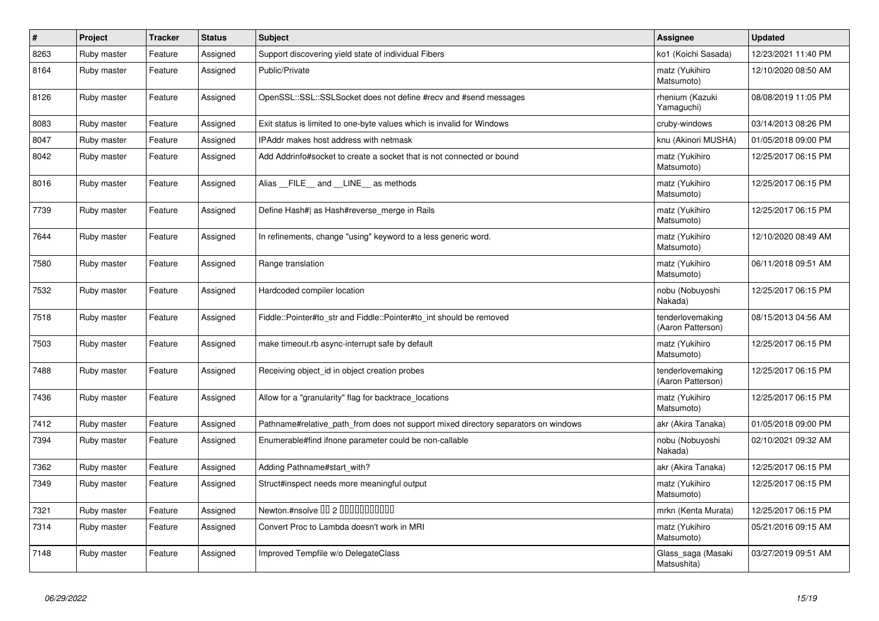| # | Project | Tracker | Status | Subject | Assignee | Updated |
|---|---|---|---|---|---|---|
| 8263 | Ruby master | Feature | Assigned | Support discovering yield state of individual Fibers | ko1 (Koichi Sasada) | 12/23/2021 11:40 PM |
| 8164 | Ruby master | Feature | Assigned | Public/Private | matz (Yukihiro Matsumoto) | 12/10/2020 08:50 AM |
| 8126 | Ruby master | Feature | Assigned | OpenSSL::SSL::SSLSocket does not define #recv and #send messages | rhenium (Kazuki Yamaguchi) | 08/08/2019 11:05 PM |
| 8083 | Ruby master | Feature | Assigned | Exit status is limited to one-byte values which is invalid for Windows | cruby-windows | 03/14/2013 08:26 PM |
| 8047 | Ruby master | Feature | Assigned | IPAddr makes host address with netmask | knu (Akinori MUSHA) | 01/05/2018 09:00 PM |
| 8042 | Ruby master | Feature | Assigned | Add Addrinfo#socket to create a socket that is not connected or bound | matz (Yukihiro Matsumoto) | 12/25/2017 06:15 PM |
| 8016 | Ruby master | Feature | Assigned | Alias __FILE__ and __LINE__ as methods | matz (Yukihiro Matsumoto) | 12/25/2017 06:15 PM |
| 7739 | Ruby master | Feature | Assigned | Define Hash#\| as Hash#reverse_merge in Rails | matz (Yukihiro Matsumoto) | 12/25/2017 06:15 PM |
| 7644 | Ruby master | Feature | Assigned | In refinements, change "using" keyword to a less generic word. | matz (Yukihiro Matsumoto) | 12/10/2020 08:49 AM |
| 7580 | Ruby master | Feature | Assigned | Range translation | matz (Yukihiro Matsumoto) | 06/11/2018 09:51 AM |
| 7532 | Ruby master | Feature | Assigned | Hardcoded compiler location | nobu (Nobuyoshi Nakada) | 12/25/2017 06:15 PM |
| 7518 | Ruby master | Feature | Assigned | Fiddle::Pointer#to_str and Fiddle::Pointer#to_int should be removed | tenderlovemaking (Aaron Patterson) | 08/15/2013 04:56 AM |
| 7503 | Ruby master | Feature | Assigned | make timeout.rb async-interrupt safe by default | matz (Yukihiro Matsumoto) | 12/25/2017 06:15 PM |
| 7488 | Ruby master | Feature | Assigned | Receiving object_id in object creation probes | tenderlovemaking (Aaron Patterson) | 12/25/2017 06:15 PM |
| 7436 | Ruby master | Feature | Assigned | Allow for a "granularity" flag for backtrace_locations | matz (Yukihiro Matsumoto) | 12/25/2017 06:15 PM |
| 7412 | Ruby master | Feature | Assigned | Pathname#relative_path_from does not support mixed directory separators on windows | akr (Akira Tanaka) | 01/05/2018 09:00 PM |
| 7394 | Ruby master | Feature | Assigned | Enumerable#find ifnone parameter could be non-callable | nobu (Nobuyoshi Nakada) | 02/10/2021 09:32 AM |
| 7362 | Ruby master | Feature | Assigned | Adding Pathname#start_with? | akr (Akira Tanaka) | 12/25/2017 06:15 PM |
| 7349 | Ruby master | Feature | Assigned | Struct#inspect needs more meaningful output | matz (Yukihiro Matsumoto) | 12/25/2017 06:15 PM |
| 7321 | Ruby master | Feature | Assigned | Newton.#nsolve □□ 2 □□□□□□□□□□□ | mrkn (Kenta Murata) | 12/25/2017 06:15 PM |
| 7314 | Ruby master | Feature | Assigned | Convert Proc to Lambda doesn't work in MRI | matz (Yukihiro Matsumoto) | 05/21/2016 09:15 AM |
| 7148 | Ruby master | Feature | Assigned | Improved Tempfile w/o DelegateClass | Glass_saga (Masaki Matsushita) | 03/27/2019 09:51 AM |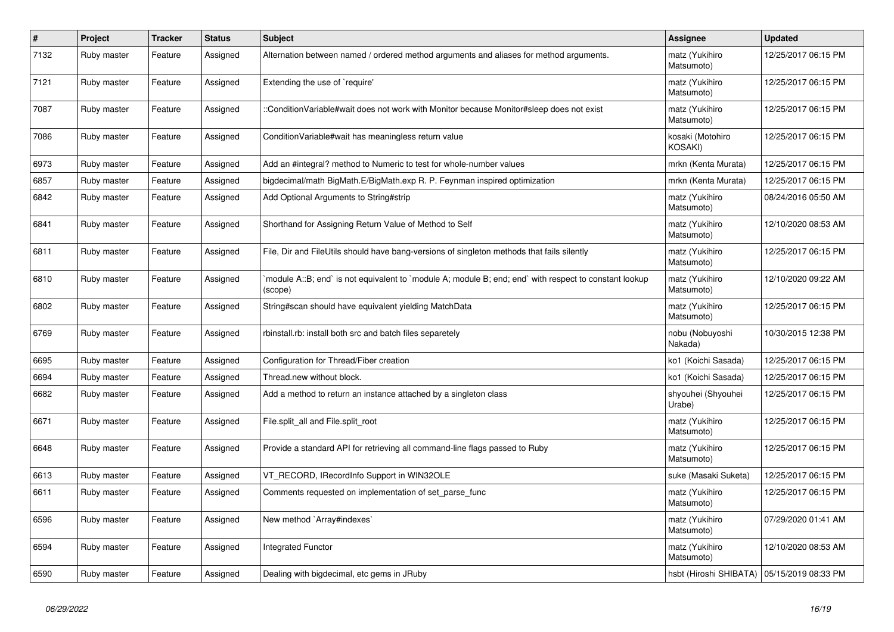| # | Project | Tracker | Status | Subject | Assignee | Updated |
|---|---|---|---|---|---|---|
| 7132 | Ruby master | Feature | Assigned | Alternation between named / ordered method arguments and aliases for method arguments. | matz (Yukihiro Matsumoto) | 12/25/2017 06:15 PM |
| 7121 | Ruby master | Feature | Assigned | Extending the use of `require' | matz (Yukihiro Matsumoto) | 12/25/2017 06:15 PM |
| 7087 | Ruby master | Feature | Assigned | ::ConditionVariable#wait does not work with Monitor because Monitor#sleep does not exist | matz (Yukihiro Matsumoto) | 12/25/2017 06:15 PM |
| 7086 | Ruby master | Feature | Assigned | ConditionVariable#wait has meaningless return value | kosaki (Motohiro KOSAKI) | 12/25/2017 06:15 PM |
| 6973 | Ruby master | Feature | Assigned | Add an #integral? method to Numeric to test for whole-number values | mrkn (Kenta Murata) | 12/25/2017 06:15 PM |
| 6857 | Ruby master | Feature | Assigned | bigdecimal/math BigMath.E/BigMath.exp R. P. Feynman inspired optimization | mrkn (Kenta Murata) | 12/25/2017 06:15 PM |
| 6842 | Ruby master | Feature | Assigned | Add Optional Arguments to String#strip | matz (Yukihiro Matsumoto) | 08/24/2016 05:50 AM |
| 6841 | Ruby master | Feature | Assigned | Shorthand for Assigning Return Value of Method to Self | matz (Yukihiro Matsumoto) | 12/10/2020 08:53 AM |
| 6811 | Ruby master | Feature | Assigned | File, Dir and FileUtils should have bang-versions of singleton methods that fails silently | matz (Yukihiro Matsumoto) | 12/25/2017 06:15 PM |
| 6810 | Ruby master | Feature | Assigned | `module A::B; end` is not equivalent to `module A; module B; end; end` with respect to constant lookup (scope) | matz (Yukihiro Matsumoto) | 12/10/2020 09:22 AM |
| 6802 | Ruby master | Feature | Assigned | String#scan should have equivalent yielding MatchData | matz (Yukihiro Matsumoto) | 12/25/2017 06:15 PM |
| 6769 | Ruby master | Feature | Assigned | rbinstall.rb: install both src and batch files separetely | nobu (Nobuyoshi Nakada) | 10/30/2015 12:38 PM |
| 6695 | Ruby master | Feature | Assigned | Configuration for Thread/Fiber creation | ko1 (Koichi Sasada) | 12/25/2017 06:15 PM |
| 6694 | Ruby master | Feature | Assigned | Thread.new without block. | ko1 (Koichi Sasada) | 12/25/2017 06:15 PM |
| 6682 | Ruby master | Feature | Assigned | Add a method to return an instance attached by a singleton class | shyouhei (Shyouhei Urabe) | 12/25/2017 06:15 PM |
| 6671 | Ruby master | Feature | Assigned | File.split_all and File.split_root | matz (Yukihiro Matsumoto) | 12/25/2017 06:15 PM |
| 6648 | Ruby master | Feature | Assigned | Provide a standard API for retrieving all command-line flags passed to Ruby | matz (Yukihiro Matsumoto) | 12/25/2017 06:15 PM |
| 6613 | Ruby master | Feature | Assigned | VT_RECORD, IRecordInfo Support in WIN32OLE | suke (Masaki Suketa) | 12/25/2017 06:15 PM |
| 6611 | Ruby master | Feature | Assigned | Comments requested on implementation of set_parse_func | matz (Yukihiro Matsumoto) | 12/25/2017 06:15 PM |
| 6596 | Ruby master | Feature | Assigned | New method `Array#indexes` | matz (Yukihiro Matsumoto) | 07/29/2020 01:41 AM |
| 6594 | Ruby master | Feature | Assigned | Integrated Functor | matz (Yukihiro Matsumoto) | 12/10/2020 08:53 AM |
| 6590 | Ruby master | Feature | Assigned | Dealing with bigdecimal, etc gems in JRuby | hsbt (Hiroshi SHIBATA) | 05/15/2019 08:33 PM |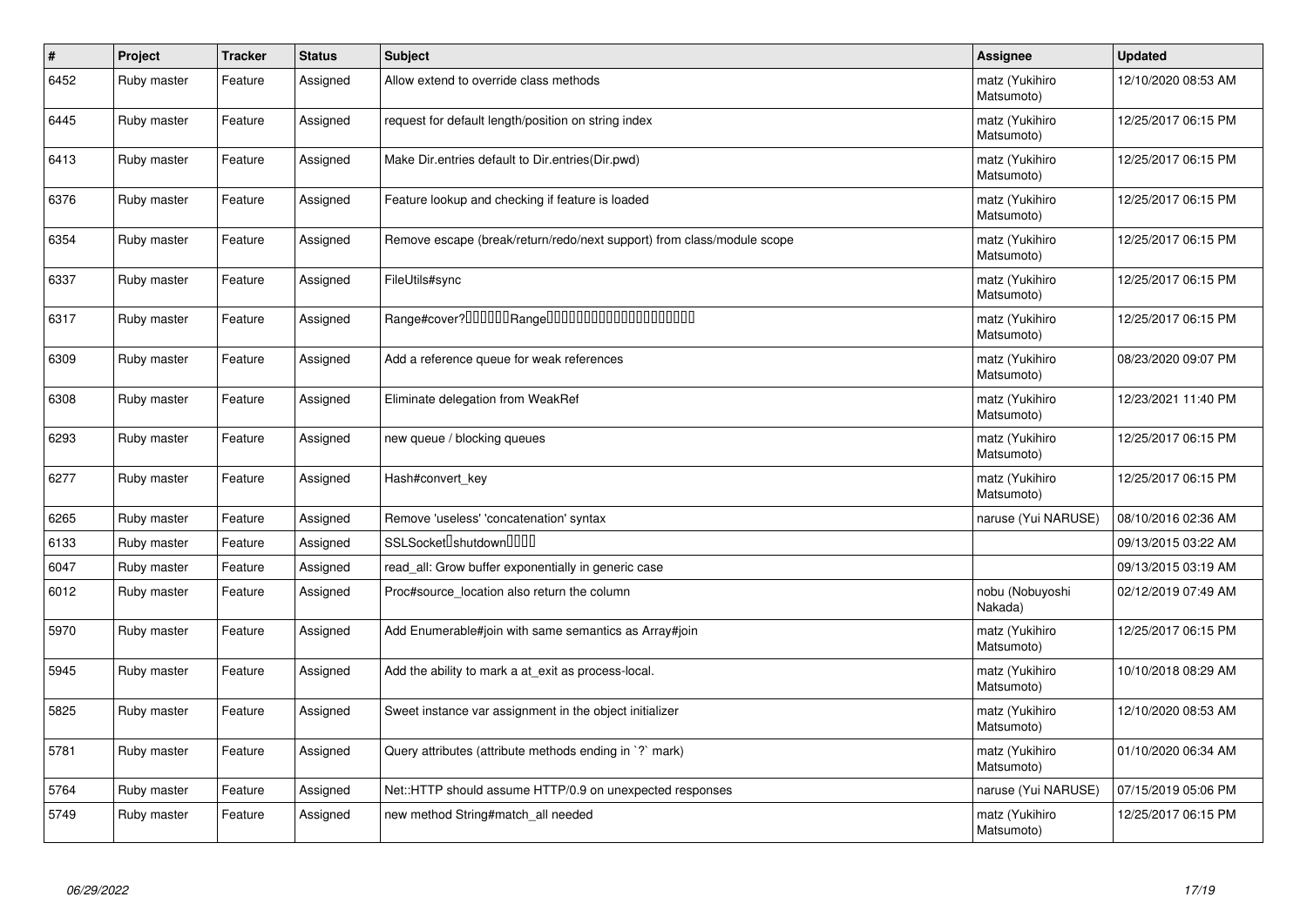| # | Project | Tracker | Status | Subject | Assignee | Updated |
|---|---|---|---|---|---|---|
| 6452 | Ruby master | Feature | Assigned | Allow extend to override class methods | matz (Yukihiro Matsumoto) | 12/10/2020 08:53 AM |
| 6445 | Ruby master | Feature | Assigned | request for default length/position on string index | matz (Yukihiro Matsumoto) | 12/25/2017 06:15 PM |
| 6413 | Ruby master | Feature | Assigned | Make Dir.entries default to Dir.entries(Dir.pwd) | matz (Yukihiro Matsumoto) | 12/25/2017 06:15 PM |
| 6376 | Ruby master | Feature | Assigned | Feature lookup and checking if feature is loaded | matz (Yukihiro Matsumoto) | 12/25/2017 06:15 PM |
| 6354 | Ruby master | Feature | Assigned | Remove escape (break/return/redo/next support) from class/module scope | matz (Yukihiro Matsumoto) | 12/25/2017 06:15 PM |
| 6337 | Ruby master | Feature | Assigned | FileUtils#sync | matz (Yukihiro Matsumoto) | 12/25/2017 06:15 PM |
| 6317 | Ruby master | Feature | Assigned | Range#cover?□□□□□□Range□□□□□□□□□□□□□□□□□□□□ | matz (Yukihiro Matsumoto) | 12/25/2017 06:15 PM |
| 6309 | Ruby master | Feature | Assigned | Add a reference queue for weak references | matz (Yukihiro Matsumoto) | 08/23/2020 09:07 PM |
| 6308 | Ruby master | Feature | Assigned | Eliminate delegation from WeakRef | matz (Yukihiro Matsumoto) | 12/23/2021 11:40 PM |
| 6293 | Ruby master | Feature | Assigned | new queue / blocking queues | matz (Yukihiro Matsumoto) | 12/25/2017 06:15 PM |
| 6277 | Ruby master | Feature | Assigned | Hash#convert_key | matz (Yukihiro Matsumoto) | 12/25/2017 06:15 PM |
| 6265 | Ruby master | Feature | Assigned | Remove 'useless' 'concatenation' syntax | naruse (Yui NARUSE) | 08/10/2016 02:36 AM |
| 6133 | Ruby master | Feature | Assigned | SSLSocket□shutdown□□□□ | | 09/13/2015 03:22 AM |
| 6047 | Ruby master | Feature | Assigned | read_all: Grow buffer exponentially in generic case | | 09/13/2015 03:19 AM |
| 6012 | Ruby master | Feature | Assigned | Proc#source_location also return the column | nobu (Nobuyoshi Nakada) | 02/12/2019 07:49 AM |
| 5970 | Ruby master | Feature | Assigned | Add Enumerable#join with same semantics as Array#join | matz (Yukihiro Matsumoto) | 12/25/2017 06:15 PM |
| 5945 | Ruby master | Feature | Assigned | Add the ability to mark a at_exit as process-local. | matz (Yukihiro Matsumoto) | 10/10/2018 08:29 AM |
| 5825 | Ruby master | Feature | Assigned | Sweet instance var assignment in the object initializer | matz (Yukihiro Matsumoto) | 12/10/2020 08:53 AM |
| 5781 | Ruby master | Feature | Assigned | Query attributes (attribute methods ending in `?` mark) | matz (Yukihiro Matsumoto) | 01/10/2020 06:34 AM |
| 5764 | Ruby master | Feature | Assigned | Net::HTTP should assume HTTP/0.9 on unexpected responses | naruse (Yui NARUSE) | 07/15/2019 05:06 PM |
| 5749 | Ruby master | Feature | Assigned | new method String#match_all needed | matz (Yukihiro Matsumoto) | 12/25/2017 06:15 PM |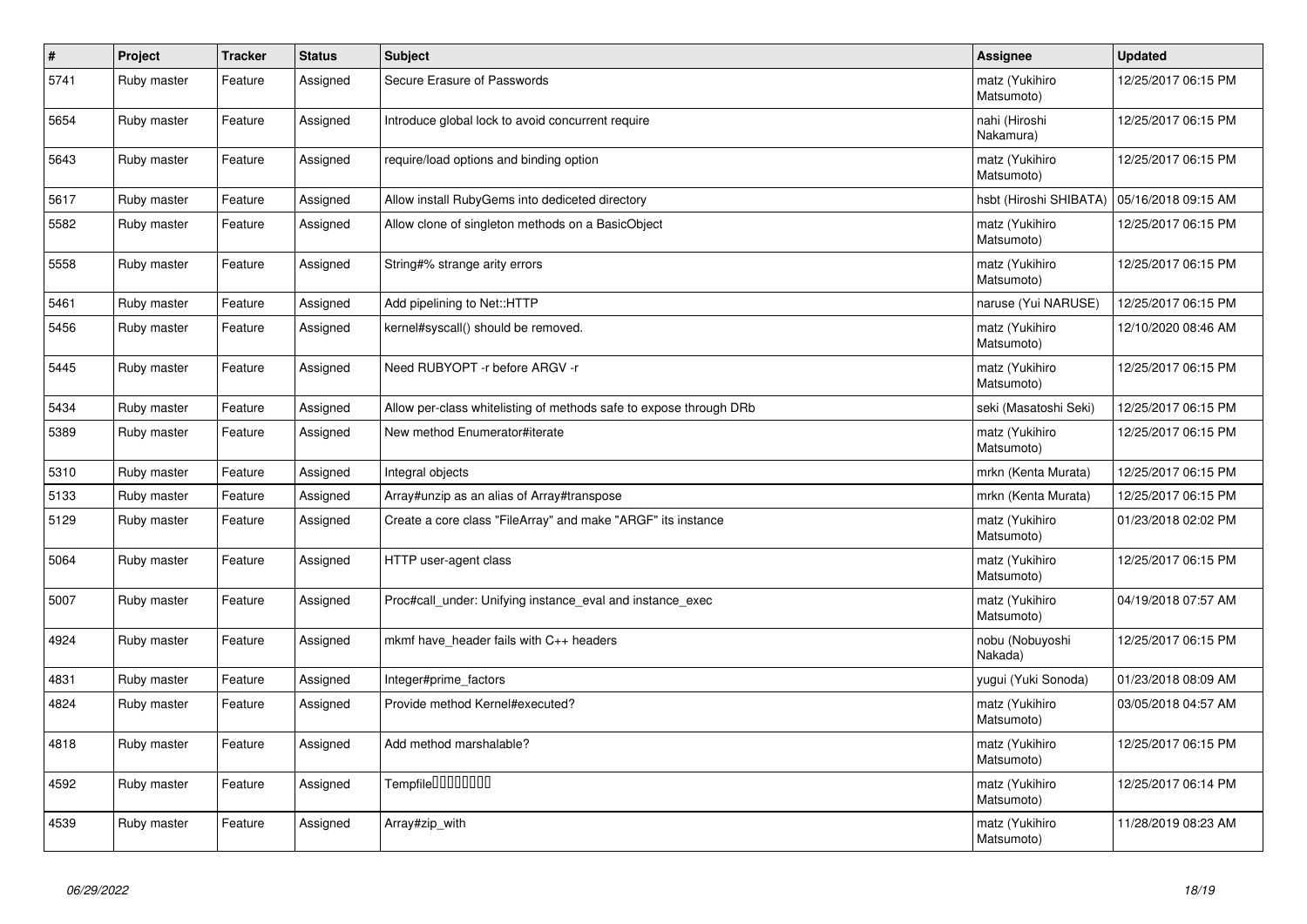| # | Project | Tracker | Status | Subject | Assignee | Updated |
|---|---|---|---|---|---|---|
| 5741 | Ruby master | Feature | Assigned | Secure Erasure of Passwords | matz (Yukihiro Matsumoto) | 12/25/2017 06:15 PM |
| 5654 | Ruby master | Feature | Assigned | Introduce global lock to avoid concurrent require | nahi (Hiroshi Nakamura) | 12/25/2017 06:15 PM |
| 5643 | Ruby master | Feature | Assigned | require/load options and binding option | matz (Yukihiro Matsumoto) | 12/25/2017 06:15 PM |
| 5617 | Ruby master | Feature | Assigned | Allow install RubyGems into dediceted directory | hsbt (Hiroshi SHIBATA) | 05/16/2018 09:15 AM |
| 5582 | Ruby master | Feature | Assigned | Allow clone of singleton methods on a BasicObject | matz (Yukihiro Matsumoto) | 12/25/2017 06:15 PM |
| 5558 | Ruby master | Feature | Assigned | String#% strange arity errors | matz (Yukihiro Matsumoto) | 12/25/2017 06:15 PM |
| 5461 | Ruby master | Feature | Assigned | Add pipelining to Net::HTTP | naruse (Yui NARUSE) | 12/25/2017 06:15 PM |
| 5456 | Ruby master | Feature | Assigned | kernel#syscall() should be removed. | matz (Yukihiro Matsumoto) | 12/10/2020 08:46 AM |
| 5445 | Ruby master | Feature | Assigned | Need RUBYOPT -r before ARGV -r | matz (Yukihiro Matsumoto) | 12/25/2017 06:15 PM |
| 5434 | Ruby master | Feature | Assigned | Allow per-class whitelisting of methods safe to expose through DRb | seki (Masatoshi Seki) | 12/25/2017 06:15 PM |
| 5389 | Ruby master | Feature | Assigned | New method Enumerator#iterate | matz (Yukihiro Matsumoto) | 12/25/2017 06:15 PM |
| 5310 | Ruby master | Feature | Assigned | Integral objects | mrkn (Kenta Murata) | 12/25/2017 06:15 PM |
| 5133 | Ruby master | Feature | Assigned | Array#unzip as an alias of Array#transpose | mrkn (Kenta Murata) | 12/25/2017 06:15 PM |
| 5129 | Ruby master | Feature | Assigned | Create a core class "FileArray" and make "ARGF" its instance | matz (Yukihiro Matsumoto) | 01/23/2018 02:02 PM |
| 5064 | Ruby master | Feature | Assigned | HTTP user-agent class | matz (Yukihiro Matsumoto) | 12/25/2017 06:15 PM |
| 5007 | Ruby master | Feature | Assigned | Proc#call_under: Unifying instance_eval and instance_exec | matz (Yukihiro Matsumoto) | 04/19/2018 07:57 AM |
| 4924 | Ruby master | Feature | Assigned | mkmf have_header fails with C++ headers | nobu (Nobuyoshi Nakada) | 12/25/2017 06:15 PM |
| 4831 | Ruby master | Feature | Assigned | Integer#prime_factors | yugui (Yuki Sonoda) | 01/23/2018 08:09 AM |
| 4824 | Ruby master | Feature | Assigned | Provide method Kernel#executed? | matz (Yukihiro Matsumoto) | 03/05/2018 04:57 AM |
| 4818 | Ruby master | Feature | Assigned | Add method marshalable? | matz (Yukihiro Matsumoto) | 12/25/2017 06:15 PM |
| 4592 | Ruby master | Feature | Assigned | Tempfile□□□□□□□□ | matz (Yukihiro Matsumoto) | 12/25/2017 06:14 PM |
| 4539 | Ruby master | Feature | Assigned | Array#zip_with | matz (Yukihiro Matsumoto) | 11/28/2019 08:23 AM |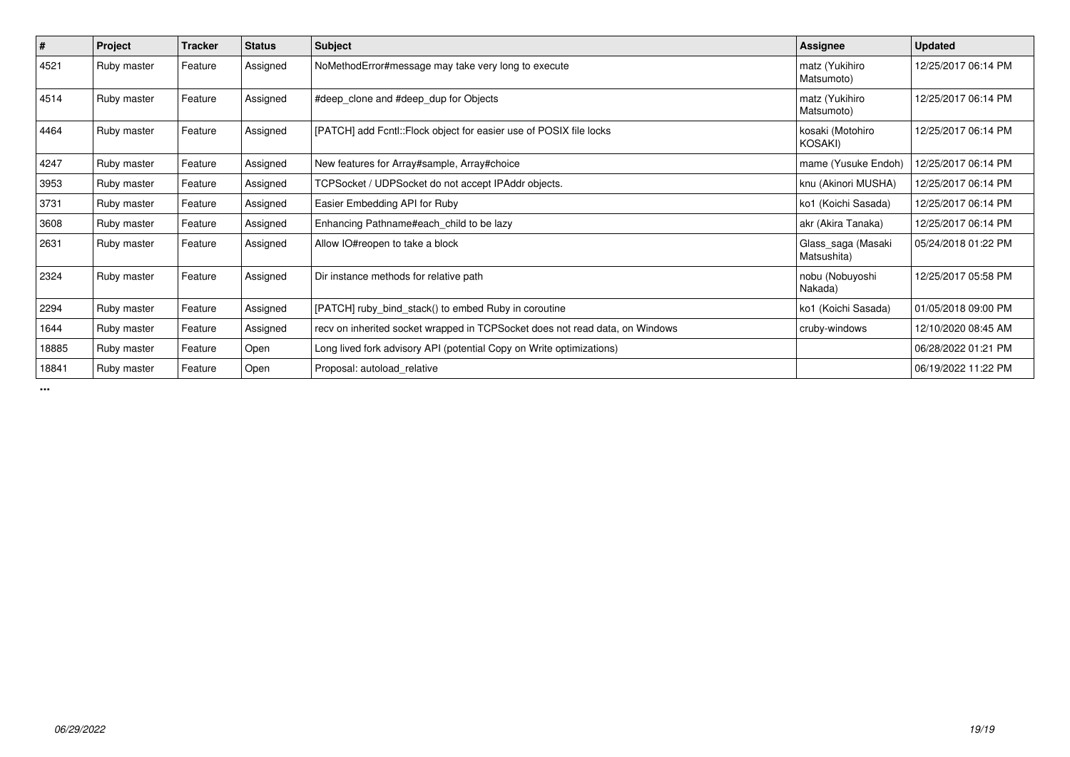| # | Project | Tracker | Status | Subject | Assignee | Updated |
|---|---|---|---|---|---|---|
| 4521 | Ruby master | Feature | Assigned | NoMethodError#message may take very long to execute | matz (Yukihiro Matsumoto) | 12/25/2017 06:14 PM |
| 4514 | Ruby master | Feature | Assigned | #deep_clone and #deep_dup for Objects | matz (Yukihiro Matsumoto) | 12/25/2017 06:14 PM |
| 4464 | Ruby master | Feature | Assigned | [PATCH] add Fcntl::Flock object for easier use of POSIX file locks | kosaki (Motohiro KOSAKI) | 12/25/2017 06:14 PM |
| 4247 | Ruby master | Feature | Assigned | New features for Array#sample, Array#choice | mame (Yusuke Endoh) | 12/25/2017 06:14 PM |
| 3953 | Ruby master | Feature | Assigned | TCPSocket / UDPSocket do not accept IPAddr objects. | knu (Akinori MUSHA) | 12/25/2017 06:14 PM |
| 3731 | Ruby master | Feature | Assigned | Easier Embedding API for Ruby | ko1 (Koichi Sasada) | 12/25/2017 06:14 PM |
| 3608 | Ruby master | Feature | Assigned | Enhancing Pathname#each_child to be lazy | akr (Akira Tanaka) | 12/25/2017 06:14 PM |
| 2631 | Ruby master | Feature | Assigned | Allow IO#reopen to take a block | Glass_saga (Masaki Matsushita) | 05/24/2018 01:22 PM |
| 2324 | Ruby master | Feature | Assigned | Dir instance methods for relative path | nobu (Nobuyoshi Nakada) | 12/25/2017 05:58 PM |
| 2294 | Ruby master | Feature | Assigned | [PATCH] ruby_bind_stack() to embed Ruby in coroutine | ko1 (Koichi Sasada) | 01/05/2018 09:00 PM |
| 1644 | Ruby master | Feature | Assigned | recv on inherited socket wrapped in TCPSocket does not read data, on Windows | cruby-windows | 12/10/2020 08:45 AM |
| 18885 | Ruby master | Feature | Open | Long lived fork advisory API (potential Copy on Write optimizations) | | 06/28/2022 01:21 PM |
| 18841 | Ruby master | Feature | Open | Proposal: autoload_relative | | 06/19/2022 11:22 PM |

...